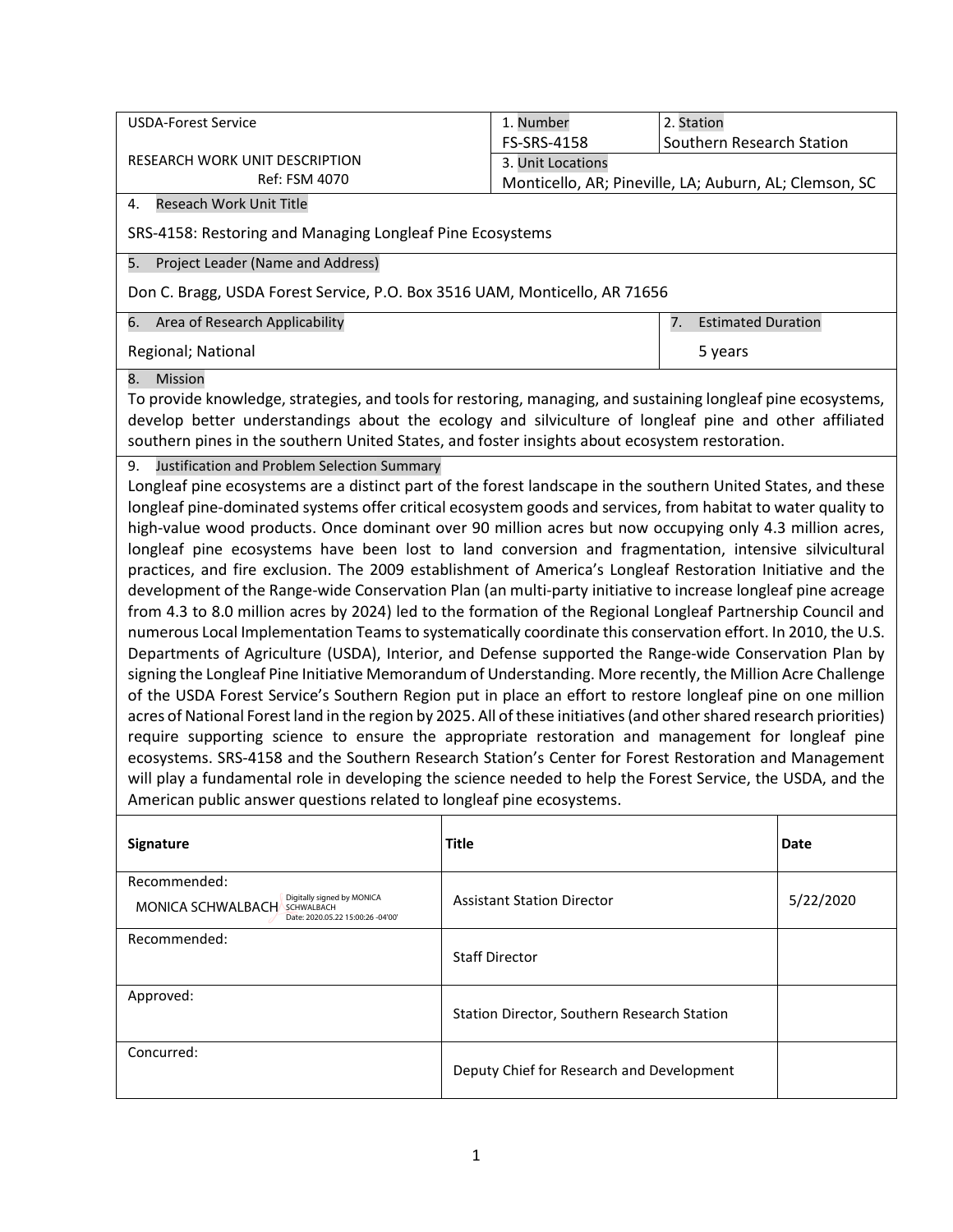| USDA-Forest Service<br><br>RESEARCH WORK UNIT DESCRIPTION<br>Ref: FSM 4070 | 1. Number<br>FS-SRS-4158 | 2. Station<br>Southern Research Station |
|---|---|---|
| | 3. Unit Locations<br>Monticello, AR; Pineville, LA; Auburn, AL; Clemson, SC | |

4. Reseach Work Unit Title

SRS-4158: Restoring and Managing Longleaf Pine Ecosystems

5. Project Leader (Name and Address)

Don C. Bragg, USDA Forest Service, P.O. Box 3516 UAM, Monticello, AR 71656

| 6. Area of Research Applicability | 7. Estimated Duration |
|---|---|
| Regional; National | 5 years |

8. Mission

To provide knowledge, strategies, and tools for restoring, managing, and sustaining longleaf pine ecosystems, develop better understandings about the ecology and silviculture of longleaf pine and other affiliated southern pines in the southern United States, and foster insights about ecosystem restoration.

9. Justification and Problem Selection Summary

Longleaf pine ecosystems are a distinct part of the forest landscape in the southern United States, and these longleaf pine-dominated systems offer critical ecosystem goods and services, from habitat to water quality to high-value wood products. Once dominant over 90 million acres but now occupying only 4.3 million acres, longleaf pine ecosystems have been lost to land conversion and fragmentation, intensive silvicultural practices, and fire exclusion. The 2009 establishment of America's Longleaf Restoration Initiative and the development of the Range-wide Conservation Plan (an multi-party initiative to increase longleaf pine acreage from 4.3 to 8.0 million acres by 2024) led to the formation of the Regional Longleaf Partnership Council and numerous Local Implementation Teams to systematically coordinate this conservation effort. In 2010, the U.S. Departments of Agriculture (USDA), Interior, and Defense supported the Range-wide Conservation Plan by signing the Longleaf Pine Initiative Memorandum of Understanding. More recently, the Million Acre Challenge of the USDA Forest Service's Southern Region put in place an effort to restore longleaf pine on one million acres of National Forest land in the region by 2025. All of these initiatives (and other shared research priorities) require supporting science to ensure the appropriate restoration and management for longleaf pine ecosystems. SRS-4158 and the Southern Research Station's Center for Forest Restoration and Management will play a fundamental role in developing the science needed to help the Forest Service, the USDA, and the American public answer questions related to longleaf pine ecosystems.

| Signature | Title | Date |
|---|---|---|
| Recommended:<br>MONICA SCHWALBACH (Digitally signed by MONICA SCHWALBACH Date: 2020.05.22 15:00:26 -04'00') | Assistant Station Director | 5/22/2020 |
| Recommended: | Staff Director | |
| Approved: | Station Director, Southern Research Station | |
| Concurred: | Deputy Chief for Research and Development | |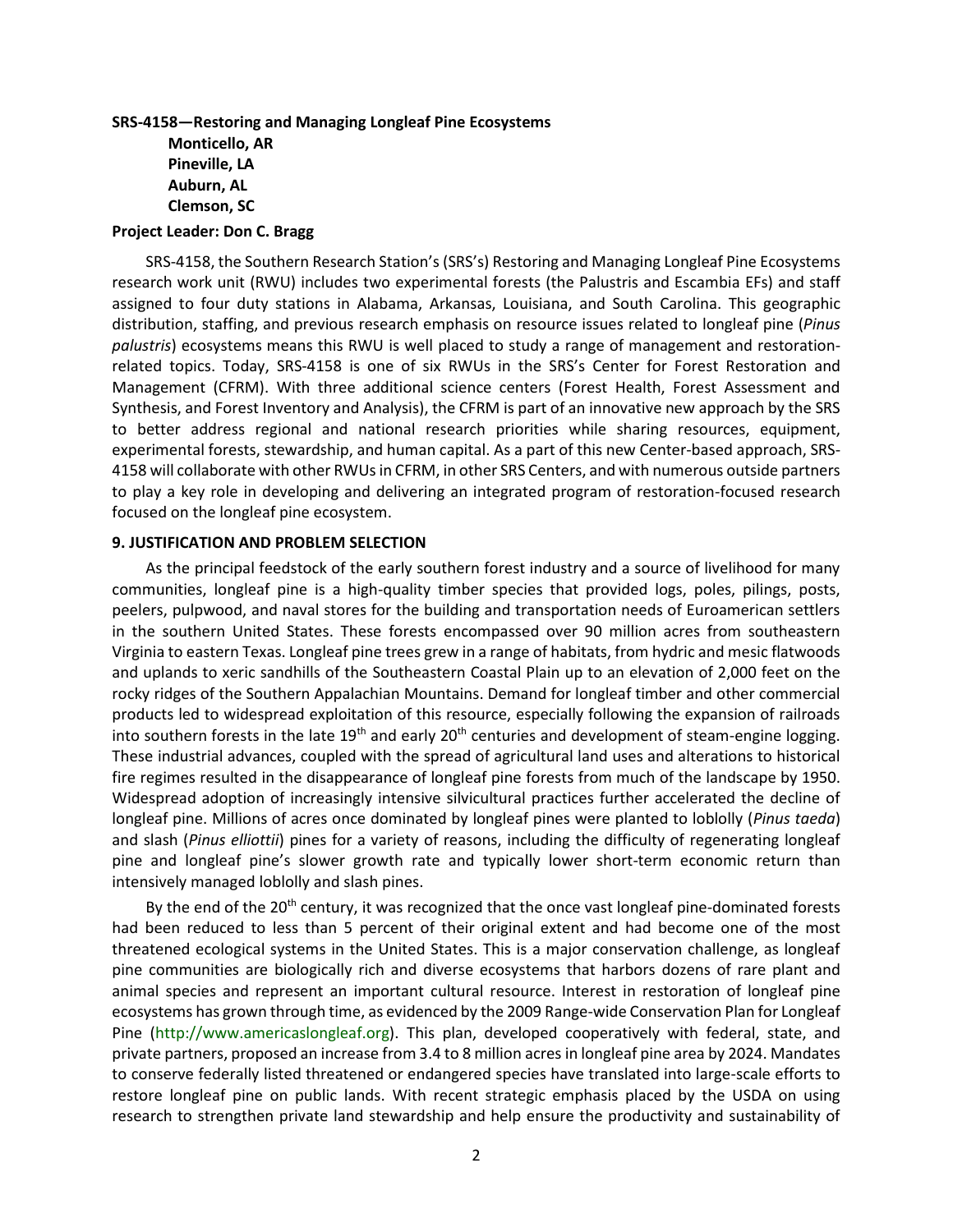**SRS-4158—Restoring and Managing Longleaf Pine Ecosystems**

**Monticello, AR**
**Pineville, LA**
**Auburn, AL**
**Clemson, SC**

**Project Leader: Don C. Bragg**

SRS-4158, the Southern Research Station's (SRS's) Restoring and Managing Longleaf Pine Ecosystems research work unit (RWU) includes two experimental forests (the Palustris and Escambia EFs) and staff assigned to four duty stations in Alabama, Arkansas, Louisiana, and South Carolina. This geographic distribution, staffing, and previous research emphasis on resource issues related to longleaf pine (*Pinus palustris*) ecosystems means this RWU is well placed to study a range of management and restoration-related topics. Today, SRS-4158 is one of six RWUs in the SRS's Center for Forest Restoration and Management (CFRM). With three additional science centers (Forest Health, Forest Assessment and Synthesis, and Forest Inventory and Analysis), the CFRM is part of an innovative new approach by the SRS to better address regional and national research priorities while sharing resources, equipment, experimental forests, stewardship, and human capital. As a part of this new Center-based approach, SRS-4158 will collaborate with other RWUs in CFRM, in other SRS Centers, and with numerous outside partners to play a key role in developing and delivering an integrated program of restoration-focused research focused on the longleaf pine ecosystem.

## 9. JUSTIFICATION AND PROBLEM SELECTION

As the principal feedstock of the early southern forest industry and a source of livelihood for many communities, longleaf pine is a high-quality timber species that provided logs, poles, pilings, posts, peelers, pulpwood, and naval stores for the building and transportation needs of Euroamerican settlers in the southern United States. These forests encompassed over 90 million acres from southeastern Virginia to eastern Texas. Longleaf pine trees grew in a range of habitats, from hydric and mesic flatwoods and uplands to xeric sandhills of the Southeastern Coastal Plain up to an elevation of 2,000 feet on the rocky ridges of the Southern Appalachian Mountains. Demand for longleaf timber and other commercial products led to widespread exploitation of this resource, especially following the expansion of railroads into southern forests in the late 19th and early 20th centuries and development of steam-engine logging. These industrial advances, coupled with the spread of agricultural land uses and alterations to historical fire regimes resulted in the disappearance of longleaf pine forests from much of the landscape by 1950. Widespread adoption of increasingly intensive silvicultural practices further accelerated the decline of longleaf pine. Millions of acres once dominated by longleaf pines were planted to loblolly (*Pinus taeda*) and slash (*Pinus elliottii*) pines for a variety of reasons, including the difficulty of regenerating longleaf pine and longleaf pine's slower growth rate and typically lower short-term economic return than intensively managed loblolly and slash pines.

By the end of the 20th century, it was recognized that the once vast longleaf pine-dominated forests had been reduced to less than 5 percent of their original extent and had become one of the most threatened ecological systems in the United States. This is a major conservation challenge, as longleaf pine communities are biologically rich and diverse ecosystems that harbors dozens of rare plant and animal species and represent an important cultural resource. Interest in restoration of longleaf pine ecosystems has grown through time, as evidenced by the 2009 Range-wide Conservation Plan for Longleaf Pine (http://www.americaslongleaf.org). This plan, developed cooperatively with federal, state, and private partners, proposed an increase from 3.4 to 8 million acres in longleaf pine area by 2024. Mandates to conserve federally listed threatened or endangered species have translated into large-scale efforts to restore longleaf pine on public lands. With recent strategic emphasis placed by the USDA on using research to strengthen private land stewardship and help ensure the productivity and sustainability of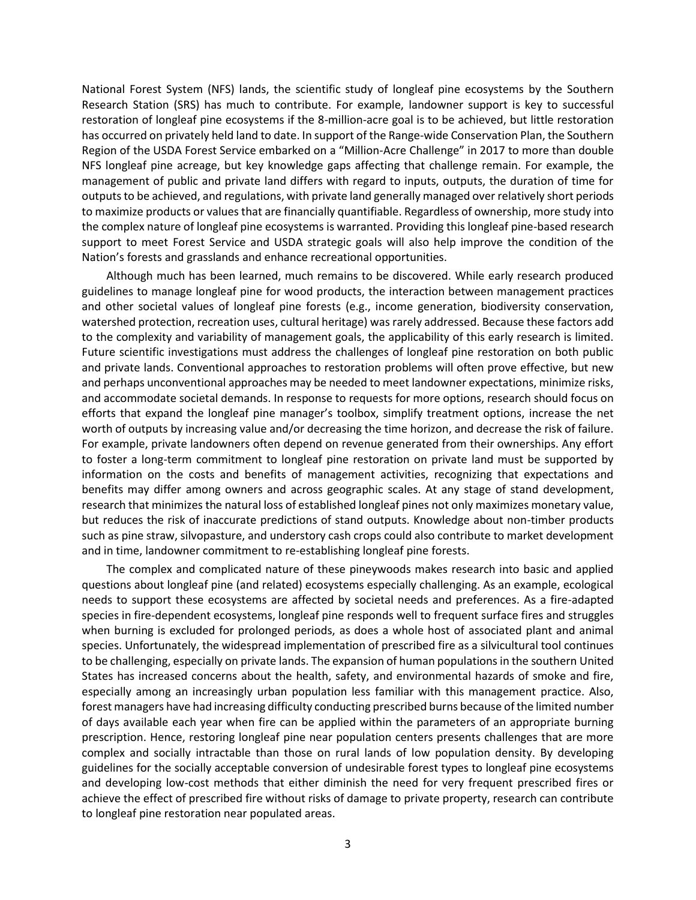National Forest System (NFS) lands, the scientific study of longleaf pine ecosystems by the Southern Research Station (SRS) has much to contribute. For example, landowner support is key to successful restoration of longleaf pine ecosystems if the 8-million-acre goal is to be achieved, but little restoration has occurred on privately held land to date. In support of the Range-wide Conservation Plan, the Southern Region of the USDA Forest Service embarked on a "Million-Acre Challenge" in 2017 to more than double NFS longleaf pine acreage, but key knowledge gaps affecting that challenge remain. For example, the management of public and private land differs with regard to inputs, outputs, the duration of time for outputs to be achieved, and regulations, with private land generally managed over relatively short periods to maximize products or values that are financially quantifiable. Regardless of ownership, more study into the complex nature of longleaf pine ecosystems is warranted. Providing this longleaf pine-based research support to meet Forest Service and USDA strategic goals will also help improve the condition of the Nation's forests and grasslands and enhance recreational opportunities.

Although much has been learned, much remains to be discovered. While early research produced guidelines to manage longleaf pine for wood products, the interaction between management practices and other societal values of longleaf pine forests (e.g., income generation, biodiversity conservation, watershed protection, recreation uses, cultural heritage) was rarely addressed. Because these factors add to the complexity and variability of management goals, the applicability of this early research is limited. Future scientific investigations must address the challenges of longleaf pine restoration on both public and private lands. Conventional approaches to restoration problems will often prove effective, but new and perhaps unconventional approaches may be needed to meet landowner expectations, minimize risks, and accommodate societal demands. In response to requests for more options, research should focus on efforts that expand the longleaf pine manager's toolbox, simplify treatment options, increase the net worth of outputs by increasing value and/or decreasing the time horizon, and decrease the risk of failure. For example, private landowners often depend on revenue generated from their ownerships. Any effort to foster a long-term commitment to longleaf pine restoration on private land must be supported by information on the costs and benefits of management activities, recognizing that expectations and benefits may differ among owners and across geographic scales. At any stage of stand development, research that minimizes the natural loss of established longleaf pines not only maximizes monetary value, but reduces the risk of inaccurate predictions of stand outputs. Knowledge about non-timber products such as pine straw, silvopasture, and understory cash crops could also contribute to market development and in time, landowner commitment to re-establishing longleaf pine forests.

The complex and complicated nature of these pineywoods makes research into basic and applied questions about longleaf pine (and related) ecosystems especially challenging. As an example, ecological needs to support these ecosystems are affected by societal needs and preferences. As a fire-adapted species in fire-dependent ecosystems, longleaf pine responds well to frequent surface fires and struggles when burning is excluded for prolonged periods, as does a whole host of associated plant and animal species. Unfortunately, the widespread implementation of prescribed fire as a silvicultural tool continues to be challenging, especially on private lands. The expansion of human populations in the southern United States has increased concerns about the health, safety, and environmental hazards of smoke and fire, especially among an increasingly urban population less familiar with this management practice. Also, forest managers have had increasing difficulty conducting prescribed burns because of the limited number of days available each year when fire can be applied within the parameters of an appropriate burning prescription. Hence, restoring longleaf pine near population centers presents challenges that are more complex and socially intractable than those on rural lands of low population density. By developing guidelines for the socially acceptable conversion of undesirable forest types to longleaf pine ecosystems and developing low-cost methods that either diminish the need for very frequent prescribed fires or achieve the effect of prescribed fire without risks of damage to private property, research can contribute to longleaf pine restoration near populated areas.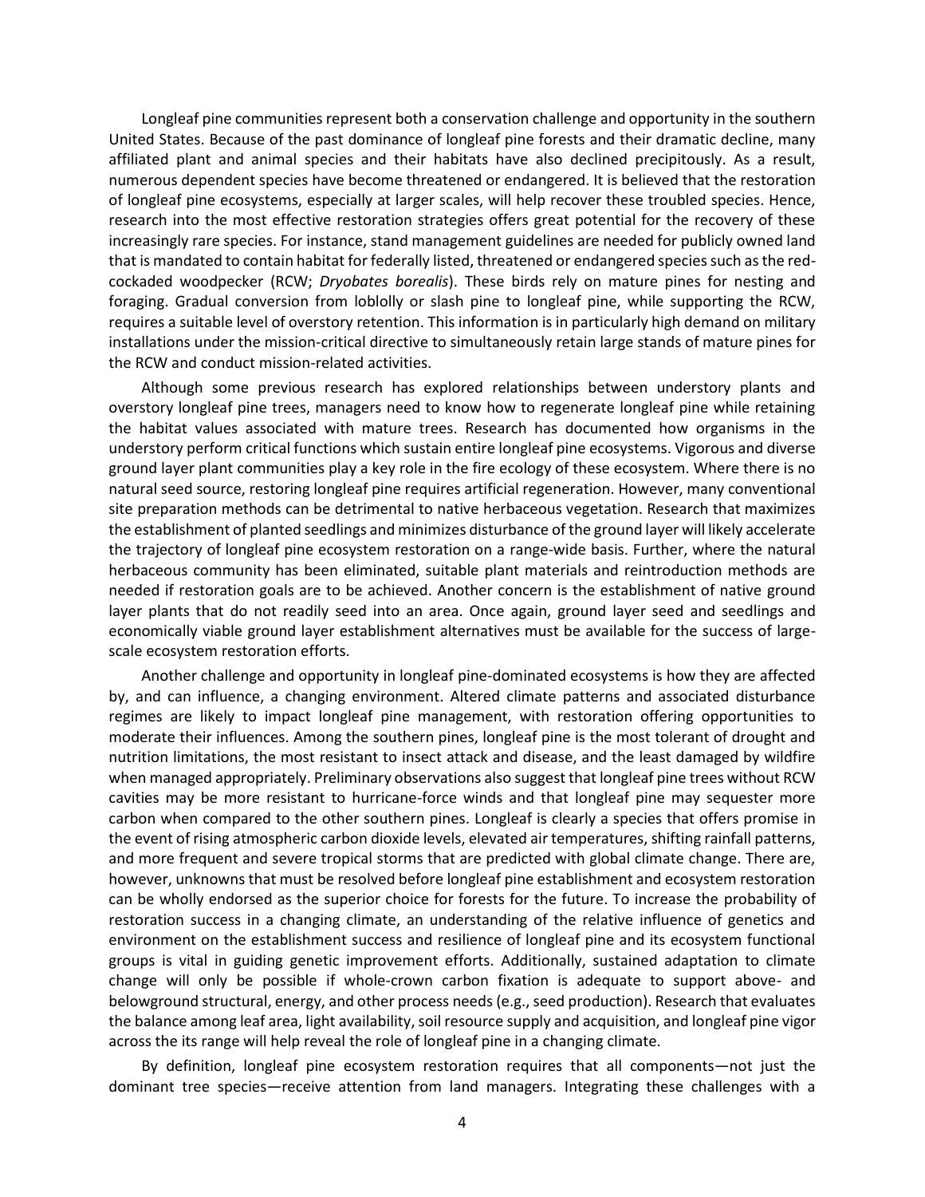Longleaf pine communities represent both a conservation challenge and opportunity in the southern United States. Because of the past dominance of longleaf pine forests and their dramatic decline, many affiliated plant and animal species and their habitats have also declined precipitously. As a result, numerous dependent species have become threatened or endangered. It is believed that the restoration of longleaf pine ecosystems, especially at larger scales, will help recover these troubled species. Hence, research into the most effective restoration strategies offers great potential for the recovery of these increasingly rare species. For instance, stand management guidelines are needed for publicly owned land that is mandated to contain habitat for federally listed, threatened or endangered species such as the red-cockaded woodpecker (RCW; *Dryobates borealis*). These birds rely on mature pines for nesting and foraging. Gradual conversion from loblolly or slash pine to longleaf pine, while supporting the RCW, requires a suitable level of overstory retention. This information is in particularly high demand on military installations under the mission-critical directive to simultaneously retain large stands of mature pines for the RCW and conduct mission-related activities.

Although some previous research has explored relationships between understory plants and overstory longleaf pine trees, managers need to know how to regenerate longleaf pine while retaining the habitat values associated with mature trees. Research has documented how organisms in the understory perform critical functions which sustain entire longleaf pine ecosystems. Vigorous and diverse ground layer plant communities play a key role in the fire ecology of these ecosystem. Where there is no natural seed source, restoring longleaf pine requires artificial regeneration. However, many conventional site preparation methods can be detrimental to native herbaceous vegetation. Research that maximizes the establishment of planted seedlings and minimizes disturbance of the ground layer will likely accelerate the trajectory of longleaf pine ecosystem restoration on a range-wide basis. Further, where the natural herbaceous community has been eliminated, suitable plant materials and reintroduction methods are needed if restoration goals are to be achieved. Another concern is the establishment of native ground layer plants that do not readily seed into an area. Once again, ground layer seed and seedlings and economically viable ground layer establishment alternatives must be available for the success of large-scale ecosystem restoration efforts.

Another challenge and opportunity in longleaf pine-dominated ecosystems is how they are affected by, and can influence, a changing environment. Altered climate patterns and associated disturbance regimes are likely to impact longleaf pine management, with restoration offering opportunities to moderate their influences. Among the southern pines, longleaf pine is the most tolerant of drought and nutrition limitations, the most resistant to insect attack and disease, and the least damaged by wildfire when managed appropriately. Preliminary observations also suggest that longleaf pine trees without RCW cavities may be more resistant to hurricane-force winds and that longleaf pine may sequester more carbon when compared to the other southern pines. Longleaf is clearly a species that offers promise in the event of rising atmospheric carbon dioxide levels, elevated air temperatures, shifting rainfall patterns, and more frequent and severe tropical storms that are predicted with global climate change. There are, however, unknowns that must be resolved before longleaf pine establishment and ecosystem restoration can be wholly endorsed as the superior choice for forests for the future. To increase the probability of restoration success in a changing climate, an understanding of the relative influence of genetics and environment on the establishment success and resilience of longleaf pine and its ecosystem functional groups is vital in guiding genetic improvement efforts. Additionally, sustained adaptation to climate change will only be possible if whole-crown carbon fixation is adequate to support above- and belowground structural, energy, and other process needs (e.g., seed production). Research that evaluates the balance among leaf area, light availability, soil resource supply and acquisition, and longleaf pine vigor across the its range will help reveal the role of longleaf pine in a changing climate.

By definition, longleaf pine ecosystem restoration requires that all components—not just the dominant tree species—receive attention from land managers. Integrating these challenges with a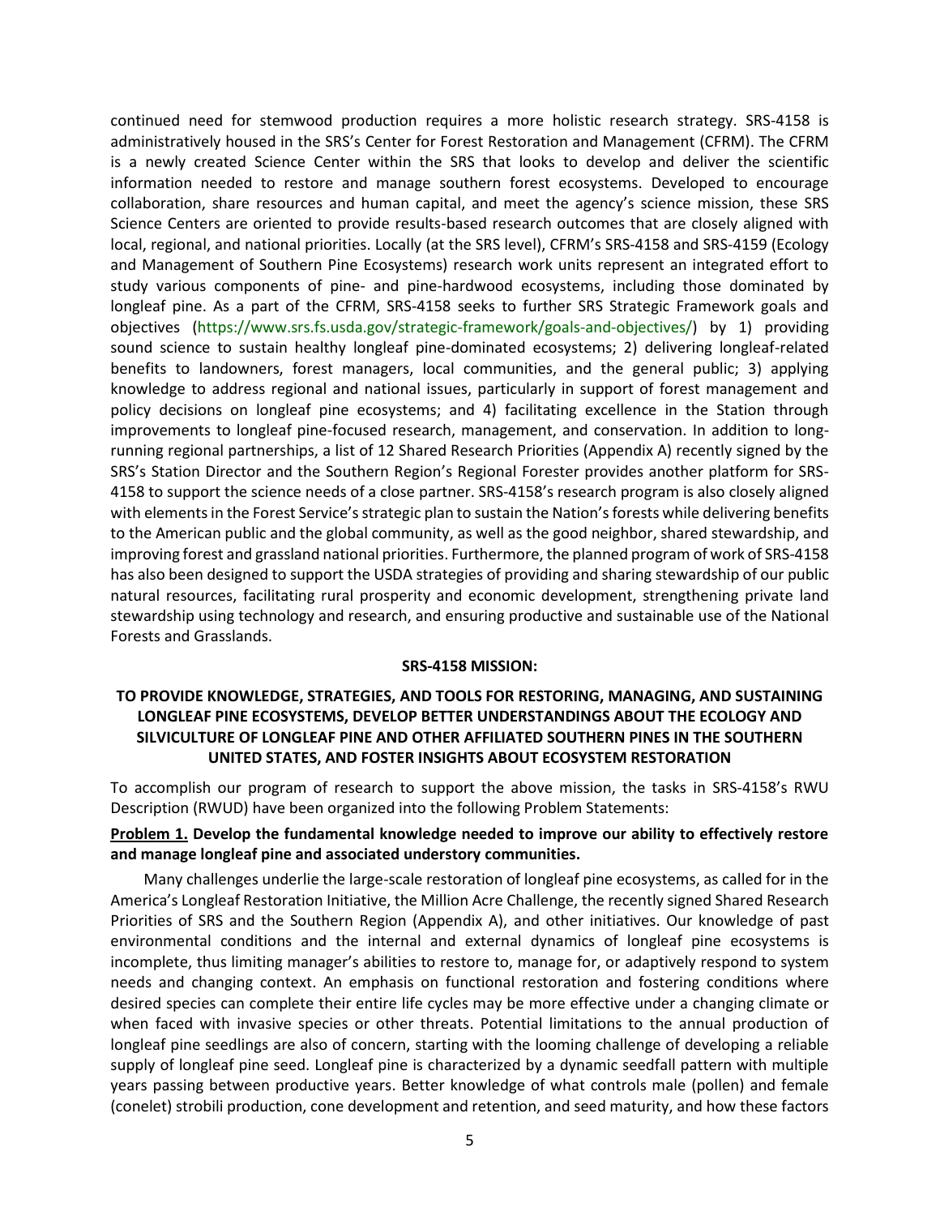continued need for stemwood production requires a more holistic research strategy. SRS-4158 is administratively housed in the SRS's Center for Forest Restoration and Management (CFRM). The CFRM is a newly created Science Center within the SRS that looks to develop and deliver the scientific information needed to restore and manage southern forest ecosystems. Developed to encourage collaboration, share resources and human capital, and meet the agency's science mission, these SRS Science Centers are oriented to provide results-based research outcomes that are closely aligned with local, regional, and national priorities. Locally (at the SRS level), CFRM's SRS-4158 and SRS-4159 (Ecology and Management of Southern Pine Ecosystems) research work units represent an integrated effort to study various components of pine- and pine-hardwood ecosystems, including those dominated by longleaf pine. As a part of the CFRM, SRS-4158 seeks to further SRS Strategic Framework goals and objectives (https://www.srs.fs.usda.gov/strategic-framework/goals-and-objectives/) by 1) providing sound science to sustain healthy longleaf pine-dominated ecosystems; 2) delivering longleaf-related benefits to landowners, forest managers, local communities, and the general public; 3) applying knowledge to address regional and national issues, particularly in support of forest management and policy decisions on longleaf pine ecosystems; and 4) facilitating excellence in the Station through improvements to longleaf pine-focused research, management, and conservation. In addition to long-running regional partnerships, a list of 12 Shared Research Priorities (Appendix A) recently signed by the SRS's Station Director and the Southern Region's Regional Forester provides another platform for SRS-4158 to support the science needs of a close partner. SRS-4158's research program is also closely aligned with elements in the Forest Service's strategic plan to sustain the Nation's forests while delivering benefits to the American public and the global community, as well as the good neighbor, shared stewardship, and improving forest and grassland national priorities. Furthermore, the planned program of work of SRS-4158 has also been designed to support the USDA strategies of providing and sharing stewardship of our public natural resources, facilitating rural prosperity and economic development, strengthening private land stewardship using technology and research, and ensuring productive and sustainable use of the National Forests and Grasslands.

**SRS-4158 MISSION:**

**TO PROVIDE KNOWLEDGE, STRATEGIES, AND TOOLS FOR RESTORING, MANAGING, AND SUSTAINING LONGLEAF PINE ECOSYSTEMS, DEVELOP BETTER UNDERSTANDINGS ABOUT THE ECOLOGY AND SILVICULTURE OF LONGLEAF PINE AND OTHER AFFILIATED SOUTHERN PINES IN THE SOUTHERN UNITED STATES, AND FOSTER INSIGHTS ABOUT ECOSYSTEM RESTORATION**

To accomplish our program of research to support the above mission, the tasks in SRS-4158's RWU Description (RWUD) have been organized into the following Problem Statements:

**Problem 1. Develop the fundamental knowledge needed to improve our ability to effectively restore and manage longleaf pine and associated understory communities.**

Many challenges underlie the large-scale restoration of longleaf pine ecosystems, as called for in the America's Longleaf Restoration Initiative, the Million Acre Challenge, the recently signed Shared Research Priorities of SRS and the Southern Region (Appendix A), and other initiatives. Our knowledge of past environmental conditions and the internal and external dynamics of longleaf pine ecosystems is incomplete, thus limiting manager's abilities to restore to, manage for, or adaptively respond to system needs and changing context. An emphasis on functional restoration and fostering conditions where desired species can complete their entire life cycles may be more effective under a changing climate or when faced with invasive species or other threats. Potential limitations to the annual production of longleaf pine seedlings are also of concern, starting with the looming challenge of developing a reliable supply of longleaf pine seed. Longleaf pine is characterized by a dynamic seedfall pattern with multiple years passing between productive years. Better knowledge of what controls male (pollen) and female (conelet) strobili production, cone development and retention, and seed maturity, and how these factors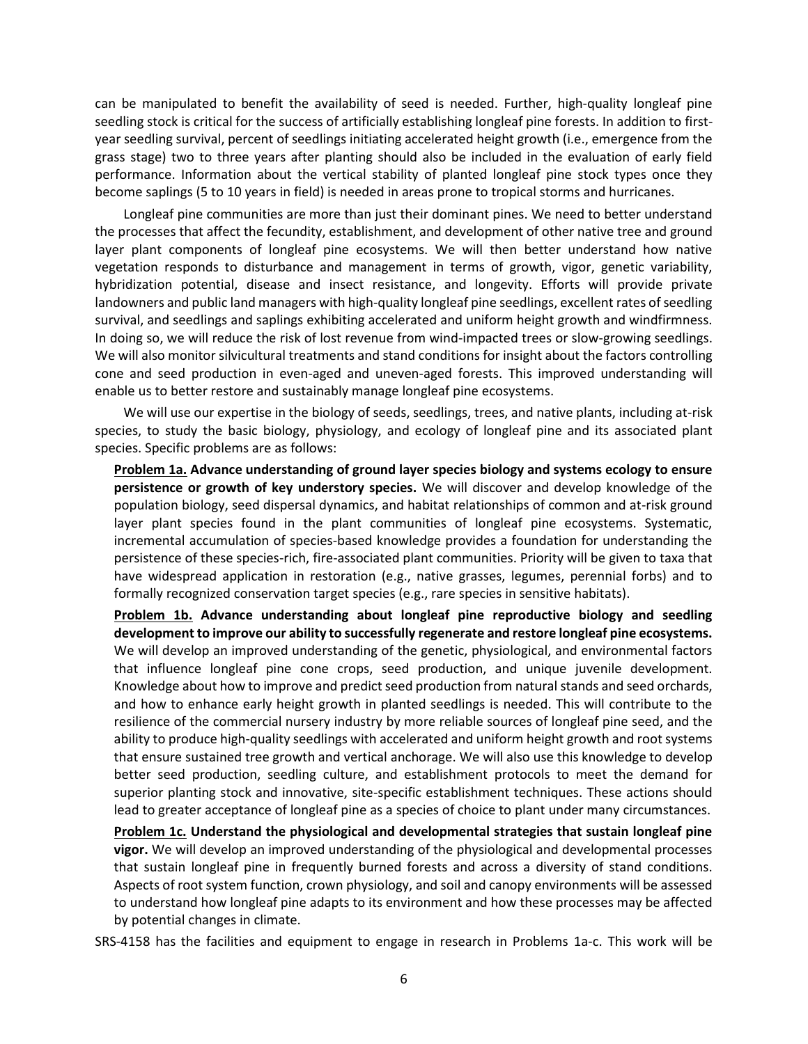can be manipulated to benefit the availability of seed is needed. Further, high-quality longleaf pine seedling stock is critical for the success of artificially establishing longleaf pine forests. In addition to first-year seedling survival, percent of seedlings initiating accelerated height growth (i.e., emergence from the grass stage) two to three years after planting should also be included in the evaluation of early field performance. Information about the vertical stability of planted longleaf pine stock types once they become saplings (5 to 10 years in field) is needed in areas prone to tropical storms and hurricanes.

Longleaf pine communities are more than just their dominant pines. We need to better understand the processes that affect the fecundity, establishment, and development of other native tree and ground layer plant components of longleaf pine ecosystems. We will then better understand how native vegetation responds to disturbance and management in terms of growth, vigor, genetic variability, hybridization potential, disease and insect resistance, and longevity. Efforts will provide private landowners and public land managers with high-quality longleaf pine seedlings, excellent rates of seedling survival, and seedlings and saplings exhibiting accelerated and uniform height growth and windfirmness. In doing so, we will reduce the risk of lost revenue from wind-impacted trees or slow-growing seedlings. We will also monitor silvicultural treatments and stand conditions for insight about the factors controlling cone and seed production in even-aged and uneven-aged forests. This improved understanding will enable us to better restore and sustainably manage longleaf pine ecosystems.

We will use our expertise in the biology of seeds, seedlings, trees, and native plants, including at-risk species, to study the basic biology, physiology, and ecology of longleaf pine and its associated plant species. Specific problems are as follows:

**Problem 1a. Advance understanding of ground layer species biology and systems ecology to ensure persistence or growth of key understory species.** We will discover and develop knowledge of the population biology, seed dispersal dynamics, and habitat relationships of common and at-risk ground layer plant species found in the plant communities of longleaf pine ecosystems. Systematic, incremental accumulation of species-based knowledge provides a foundation for understanding the persistence of these species-rich, fire-associated plant communities. Priority will be given to taxa that have widespread application in restoration (e.g., native grasses, legumes, perennial forbs) and to formally recognized conservation target species (e.g., rare species in sensitive habitats).

**Problem 1b. Advance understanding about longleaf pine reproductive biology and seedling development to improve our ability to successfully regenerate and restore longleaf pine ecosystems.** We will develop an improved understanding of the genetic, physiological, and environmental factors that influence longleaf pine cone crops, seed production, and unique juvenile development. Knowledge about how to improve and predict seed production from natural stands and seed orchards, and how to enhance early height growth in planted seedlings is needed. This will contribute to the resilience of the commercial nursery industry by more reliable sources of longleaf pine seed, and the ability to produce high-quality seedlings with accelerated and uniform height growth and root systems that ensure sustained tree growth and vertical anchorage. We will also use this knowledge to develop better seed production, seedling culture, and establishment protocols to meet the demand for superior planting stock and innovative, site-specific establishment techniques. These actions should lead to greater acceptance of longleaf pine as a species of choice to plant under many circumstances.

**Problem 1c. Understand the physiological and developmental strategies that sustain longleaf pine vigor.** We will develop an improved understanding of the physiological and developmental processes that sustain longleaf pine in frequently burned forests and across a diversity of stand conditions. Aspects of root system function, crown physiology, and soil and canopy environments will be assessed to understand how longleaf pine adapts to its environment and how these processes may be affected by potential changes in climate.

SRS-4158 has the facilities and equipment to engage in research in Problems 1a-c. This work will be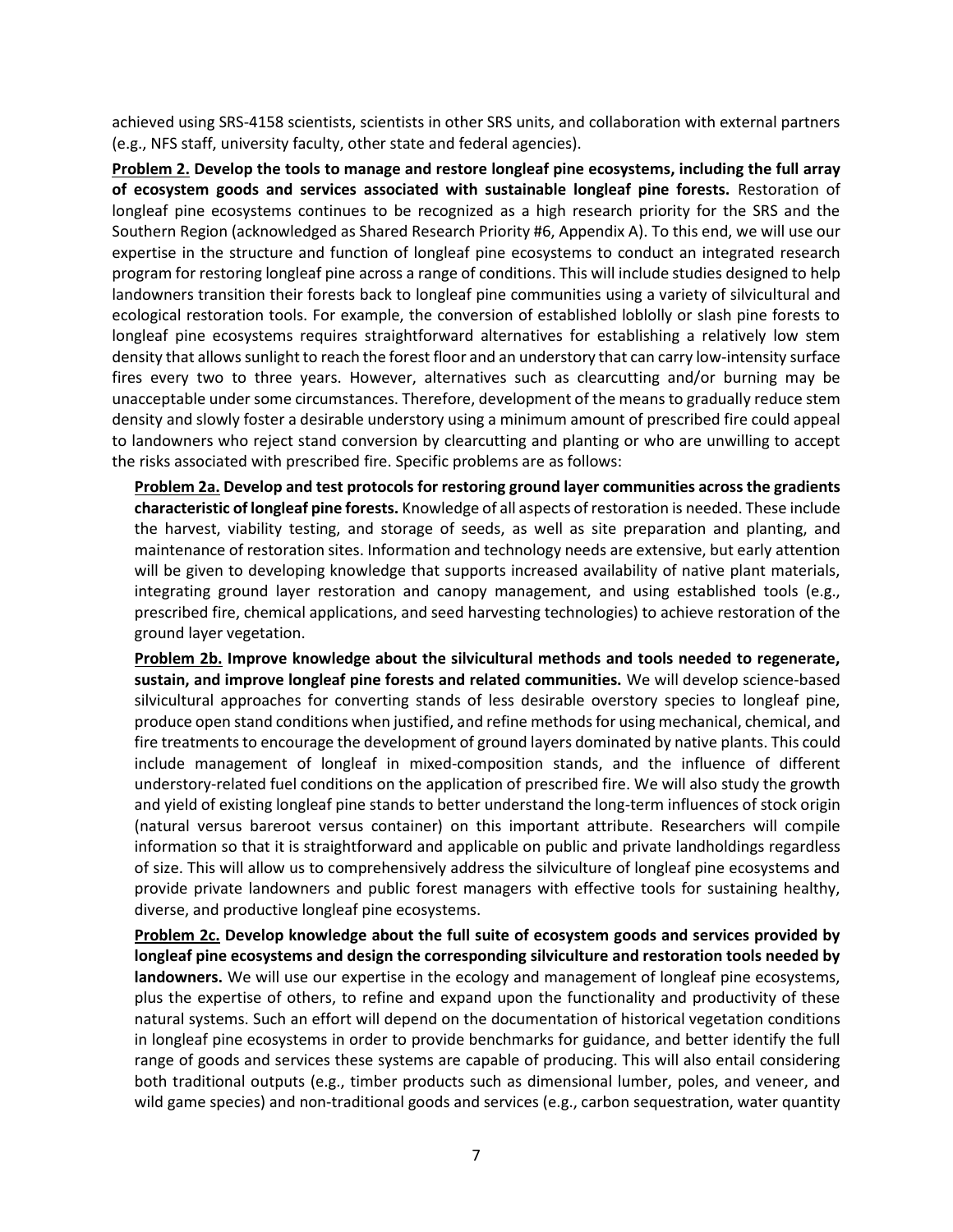achieved using SRS-4158 scientists, scientists in other SRS units, and collaboration with external partners (e.g., NFS staff, university faculty, other state and federal agencies).

**Problem 2. Develop the tools to manage and restore longleaf pine ecosystems, including the full array of ecosystem goods and services associated with sustainable longleaf pine forests.** Restoration of longleaf pine ecosystems continues to be recognized as a high research priority for the SRS and the Southern Region (acknowledged as Shared Research Priority #6, Appendix A). To this end, we will use our expertise in the structure and function of longleaf pine ecosystems to conduct an integrated research program for restoring longleaf pine across a range of conditions. This will include studies designed to help landowners transition their forests back to longleaf pine communities using a variety of silvicultural and ecological restoration tools. For example, the conversion of established loblolly or slash pine forests to longleaf pine ecosystems requires straightforward alternatives for establishing a relatively low stem density that allows sunlight to reach the forest floor and an understory that can carry low-intensity surface fires every two to three years. However, alternatives such as clearcutting and/or burning may be unacceptable under some circumstances. Therefore, development of the means to gradually reduce stem density and slowly foster a desirable understory using a minimum amount of prescribed fire could appeal to landowners who reject stand conversion by clearcutting and planting or who are unwilling to accept the risks associated with prescribed fire. Specific problems are as follows:

**Problem 2a. Develop and test protocols for restoring ground layer communities across the gradients characteristic of longleaf pine forests.** Knowledge of all aspects of restoration is needed. These include the harvest, viability testing, and storage of seeds, as well as site preparation and planting, and maintenance of restoration sites. Information and technology needs are extensive, but early attention will be given to developing knowledge that supports increased availability of native plant materials, integrating ground layer restoration and canopy management, and using established tools (e.g., prescribed fire, chemical applications, and seed harvesting technologies) to achieve restoration of the ground layer vegetation.

**Problem 2b. Improve knowledge about the silvicultural methods and tools needed to regenerate, sustain, and improve longleaf pine forests and related communities.** We will develop science-based silvicultural approaches for converting stands of less desirable overstory species to longleaf pine, produce open stand conditions when justified, and refine methods for using mechanical, chemical, and fire treatments to encourage the development of ground layers dominated by native plants. This could include management of longleaf in mixed-composition stands, and the influence of different understory-related fuel conditions on the application of prescribed fire. We will also study the growth and yield of existing longleaf pine stands to better understand the long-term influences of stock origin (natural versus bareroot versus container) on this important attribute. Researchers will compile information so that it is straightforward and applicable on public and private landholdings regardless of size. This will allow us to comprehensively address the silviculture of longleaf pine ecosystems and provide private landowners and public forest managers with effective tools for sustaining healthy, diverse, and productive longleaf pine ecosystems.

**Problem 2c. Develop knowledge about the full suite of ecosystem goods and services provided by longleaf pine ecosystems and design the corresponding silviculture and restoration tools needed by landowners.** We will use our expertise in the ecology and management of longleaf pine ecosystems, plus the expertise of others, to refine and expand upon the functionality and productivity of these natural systems. Such an effort will depend on the documentation of historical vegetation conditions in longleaf pine ecosystems in order to provide benchmarks for guidance, and better identify the full range of goods and services these systems are capable of producing. This will also entail considering both traditional outputs (e.g., timber products such as dimensional lumber, poles, and veneer, and wild game species) and non-traditional goods and services (e.g., carbon sequestration, water quantity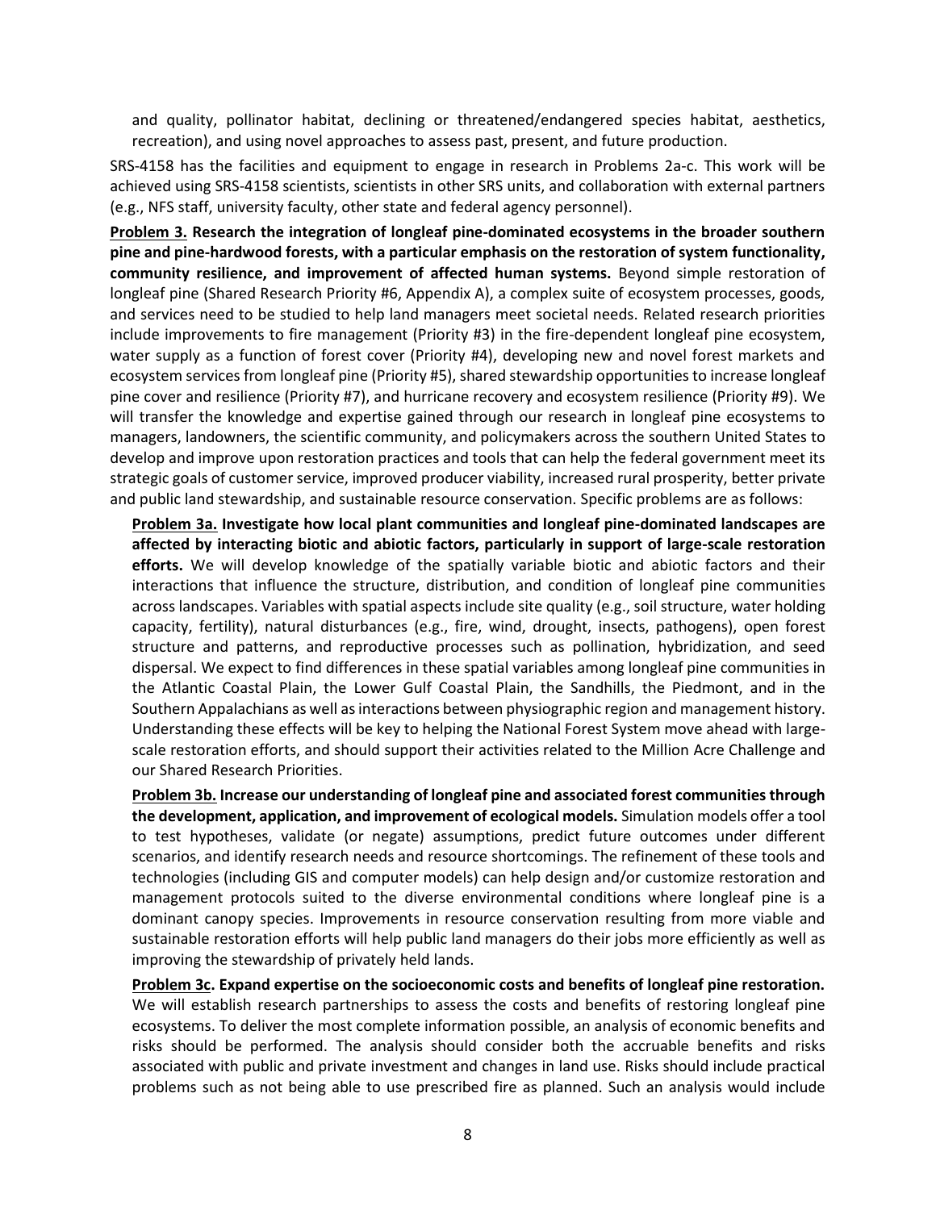and quality, pollinator habitat, declining or threatened/endangered species habitat, aesthetics, recreation), and using novel approaches to assess past, present, and future production.

SRS-4158 has the facilities and equipment to engage in research in Problems 2a-c. This work will be achieved using SRS-4158 scientists, scientists in other SRS units, and collaboration with external partners (e.g., NFS staff, university faculty, other state and federal agency personnel).

**Problem 3. Research the integration of longleaf pine-dominated ecosystems in the broader southern pine and pine-hardwood forests, with a particular emphasis on the restoration of system functionality, community resilience, and improvement of affected human systems.** Beyond simple restoration of longleaf pine (Shared Research Priority #6, Appendix A), a complex suite of ecosystem processes, goods, and services need to be studied to help land managers meet societal needs. Related research priorities include improvements to fire management (Priority #3) in the fire-dependent longleaf pine ecosystem, water supply as a function of forest cover (Priority #4), developing new and novel forest markets and ecosystem services from longleaf pine (Priority #5), shared stewardship opportunities to increase longleaf pine cover and resilience (Priority #7), and hurricane recovery and ecosystem resilience (Priority #9). We will transfer the knowledge and expertise gained through our research in longleaf pine ecosystems to managers, landowners, the scientific community, and policymakers across the southern United States to develop and improve upon restoration practices and tools that can help the federal government meet its strategic goals of customer service, improved producer viability, increased rural prosperity, better private and public land stewardship, and sustainable resource conservation. Specific problems are as follows:

**Problem 3a. Investigate how local plant communities and longleaf pine-dominated landscapes are affected by interacting biotic and abiotic factors, particularly in support of large-scale restoration efforts.** We will develop knowledge of the spatially variable biotic and abiotic factors and their interactions that influence the structure, distribution, and condition of longleaf pine communities across landscapes. Variables with spatial aspects include site quality (e.g., soil structure, water holding capacity, fertility), natural disturbances (e.g., fire, wind, drought, insects, pathogens), open forest structure and patterns, and reproductive processes such as pollination, hybridization, and seed dispersal. We expect to find differences in these spatial variables among longleaf pine communities in the Atlantic Coastal Plain, the Lower Gulf Coastal Plain, the Sandhills, the Piedmont, and in the Southern Appalachians as well as interactions between physiographic region and management history. Understanding these effects will be key to helping the National Forest System move ahead with large-scale restoration efforts, and should support their activities related to the Million Acre Challenge and our Shared Research Priorities.

**Problem 3b. Increase our understanding of longleaf pine and associated forest communities through the development, application, and improvement of ecological models.** Simulation models offer a tool to test hypotheses, validate (or negate) assumptions, predict future outcomes under different scenarios, and identify research needs and resource shortcomings. The refinement of these tools and technologies (including GIS and computer models) can help design and/or customize restoration and management protocols suited to the diverse environmental conditions where longleaf pine is a dominant canopy species. Improvements in resource conservation resulting from more viable and sustainable restoration efforts will help public land managers do their jobs more efficiently as well as improving the stewardship of privately held lands.

**Problem 3c. Expand expertise on the socioeconomic costs and benefits of longleaf pine restoration.** We will establish research partnerships to assess the costs and benefits of restoring longleaf pine ecosystems. To deliver the most complete information possible, an analysis of economic benefits and risks should be performed. The analysis should consider both the accruable benefits and risks associated with public and private investment and changes in land use. Risks should include practical problems such as not being able to use prescribed fire as planned. Such an analysis would include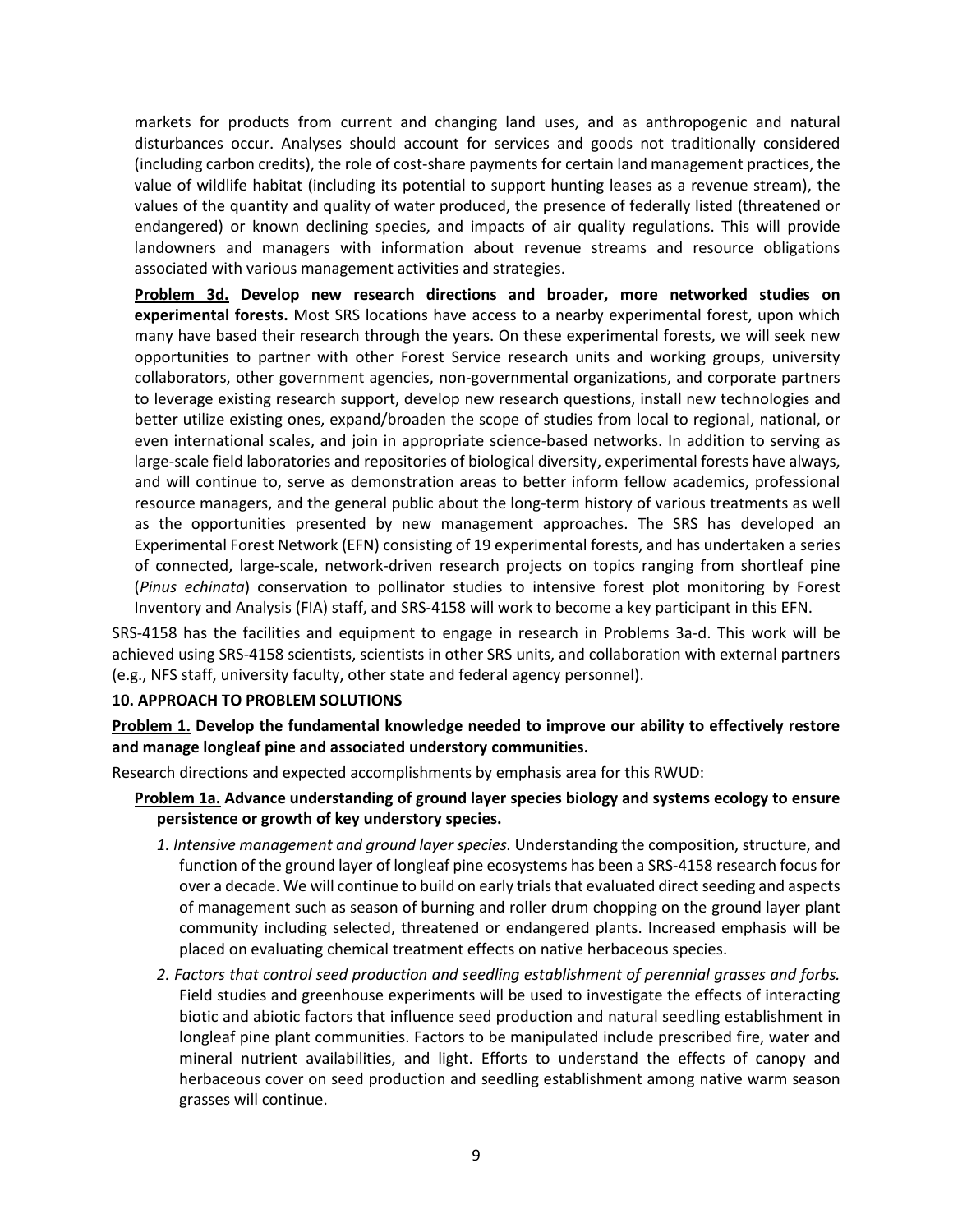markets for products from current and changing land uses, and as anthropogenic and natural disturbances occur. Analyses should account for services and goods not traditionally considered (including carbon credits), the role of cost-share payments for certain land management practices, the value of wildlife habitat (including its potential to support hunting leases as a revenue stream), the values of the quantity and quality of water produced, the presence of federally listed (threatened or endangered) or known declining species, and impacts of air quality regulations. This will provide landowners and managers with information about revenue streams and resource obligations associated with various management activities and strategies.

**Problem 3d. Develop new research directions and broader, more networked studies on experimental forests.** Most SRS locations have access to a nearby experimental forest, upon which many have based their research through the years. On these experimental forests, we will seek new opportunities to partner with other Forest Service research units and working groups, university collaborators, other government agencies, non-governmental organizations, and corporate partners to leverage existing research support, develop new research questions, install new technologies and better utilize existing ones, expand/broaden the scope of studies from local to regional, national, or even international scales, and join in appropriate science-based networks. In addition to serving as large-scale field laboratories and repositories of biological diversity, experimental forests have always, and will continue to, serve as demonstration areas to better inform fellow academics, professional resource managers, and the general public about the long-term history of various treatments as well as the opportunities presented by new management approaches. The SRS has developed an Experimental Forest Network (EFN) consisting of 19 experimental forests, and has undertaken a series of connected, large-scale, network-driven research projects on topics ranging from shortleaf pine (*Pinus echinata*) conservation to pollinator studies to intensive forest plot monitoring by Forest Inventory and Analysis (FIA) staff, and SRS-4158 will work to become a key participant in this EFN.

SRS-4158 has the facilities and equipment to engage in research in Problems 3a-d. This work will be achieved using SRS-4158 scientists, scientists in other SRS units, and collaboration with external partners (e.g., NFS staff, university faculty, other state and federal agency personnel).

## 10. APPROACH TO PROBLEM SOLUTIONS

**Problem 1. Develop the fundamental knowledge needed to improve our ability to effectively restore and manage longleaf pine and associated understory communities.**

Research directions and expected accomplishments by emphasis area for this RWUD:

**Problem 1a. Advance understanding of ground layer species biology and systems ecology to ensure persistence or growth of key understory species.**

1. *Intensive management and ground layer species.* Understanding the composition, structure, and function of the ground layer of longleaf pine ecosystems has been a SRS-4158 research focus for over a decade. We will continue to build on early trials that evaluated direct seeding and aspects of management such as season of burning and roller drum chopping on the ground layer plant community including selected, threatened or endangered plants. Increased emphasis will be placed on evaluating chemical treatment effects on native herbaceous species.

2. *Factors that control seed production and seedling establishment of perennial grasses and forbs.* Field studies and greenhouse experiments will be used to investigate the effects of interacting biotic and abiotic factors that influence seed production and natural seedling establishment in longleaf pine plant communities. Factors to be manipulated include prescribed fire, water and mineral nutrient availabilities, and light. Efforts to understand the effects of canopy and herbaceous cover on seed production and seedling establishment among native warm season grasses will continue.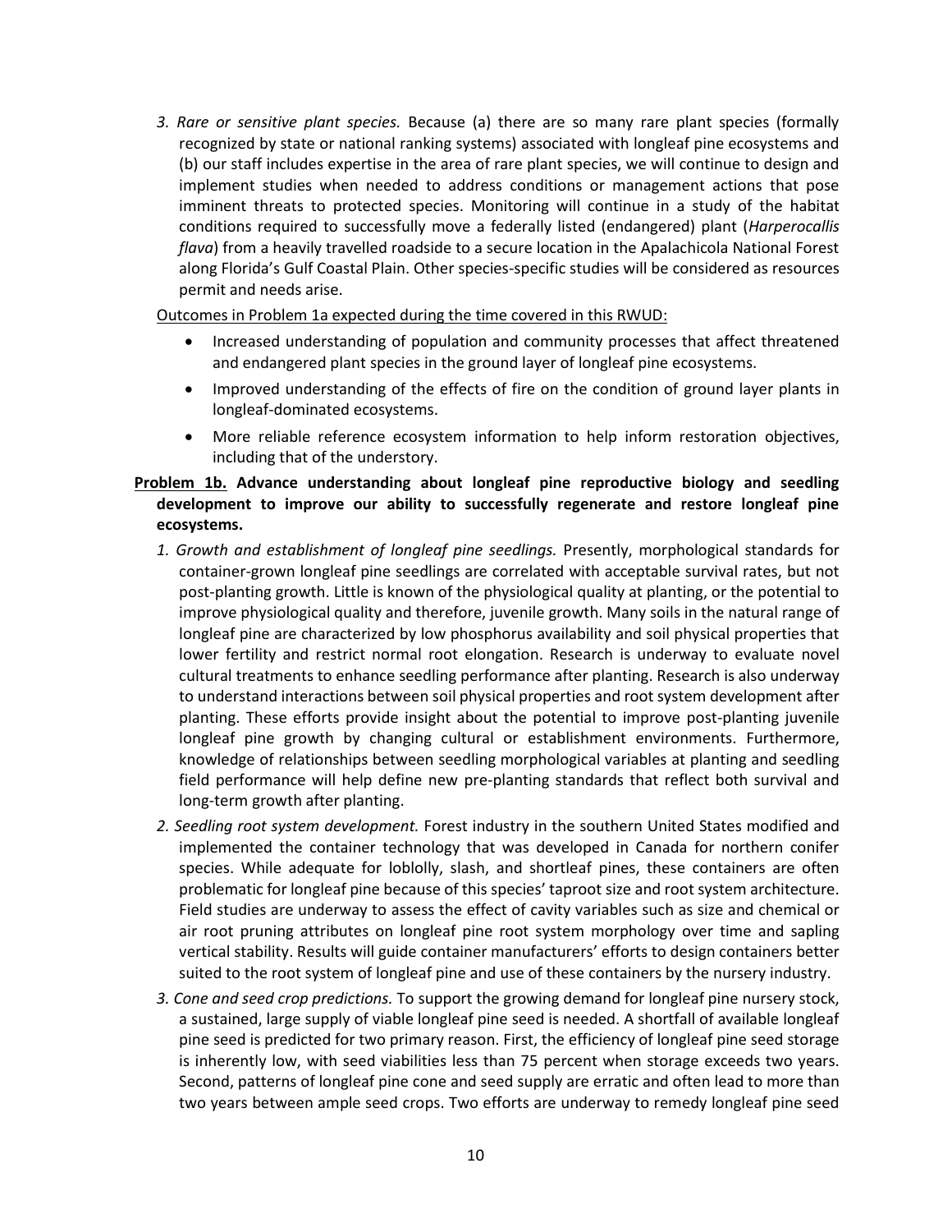3. *Rare or sensitive plant species.* Because (a) there are so many rare plant species (formally recognized by state or national ranking systems) associated with longleaf pine ecosystems and (b) our staff includes expertise in the area of rare plant species, we will continue to design and implement studies when needed to address conditions or management actions that pose imminent threats to protected species. Monitoring will continue in a study of the habitat conditions required to successfully move a federally listed (endangered) plant (*Harperocallis flava*) from a heavily travelled roadside to a secure location in the Apalachicola National Forest along Florida's Gulf Coastal Plain. Other species-specific studies will be considered as resources permit and needs arise.

Outcomes in Problem 1a expected during the time covered in this RWUD:

- Increased understanding of population and community processes that affect threatened and endangered plant species in the ground layer of longleaf pine ecosystems.
- Improved understanding of the effects of fire on the condition of ground layer plants in longleaf-dominated ecosystems.
- More reliable reference ecosystem information to help inform restoration objectives, including that of the understory.

**Problem 1b. Advance understanding about longleaf pine reproductive biology and seedling development to improve our ability to successfully regenerate and restore longleaf pine ecosystems.**

1. *Growth and establishment of longleaf pine seedlings.* Presently, morphological standards for container-grown longleaf pine seedlings are correlated with acceptable survival rates, but not post-planting growth. Little is known of the physiological quality at planting, or the potential to improve physiological quality and therefore, juvenile growth. Many soils in the natural range of longleaf pine are characterized by low phosphorus availability and soil physical properties that lower fertility and restrict normal root elongation. Research is underway to evaluate novel cultural treatments to enhance seedling performance after planting. Research is also underway to understand interactions between soil physical properties and root system development after planting. These efforts provide insight about the potential to improve post-planting juvenile longleaf pine growth by changing cultural or establishment environments. Furthermore, knowledge of relationships between seedling morphological variables at planting and seedling field performance will help define new pre-planting standards that reflect both survival and long-term growth after planting.
2. *Seedling root system development.* Forest industry in the southern United States modified and implemented the container technology that was developed in Canada for northern conifer species. While adequate for loblolly, slash, and shortleaf pines, these containers are often problematic for longleaf pine because of this species' taproot size and root system architecture. Field studies are underway to assess the effect of cavity variables such as size and chemical or air root pruning attributes on longleaf pine root system morphology over time and sapling vertical stability. Results will guide container manufacturers' efforts to design containers better suited to the root system of longleaf pine and use of these containers by the nursery industry.
3. *Cone and seed crop predictions.* To support the growing demand for longleaf pine nursery stock, a sustained, large supply of viable longleaf pine seed is needed. A shortfall of available longleaf pine seed is predicted for two primary reason. First, the efficiency of longleaf pine seed storage is inherently low, with seed viabilities less than 75 percent when storage exceeds two years. Second, patterns of longleaf pine cone and seed supply are erratic and often lead to more than two years between ample seed crops. Two efforts are underway to remedy longleaf pine seed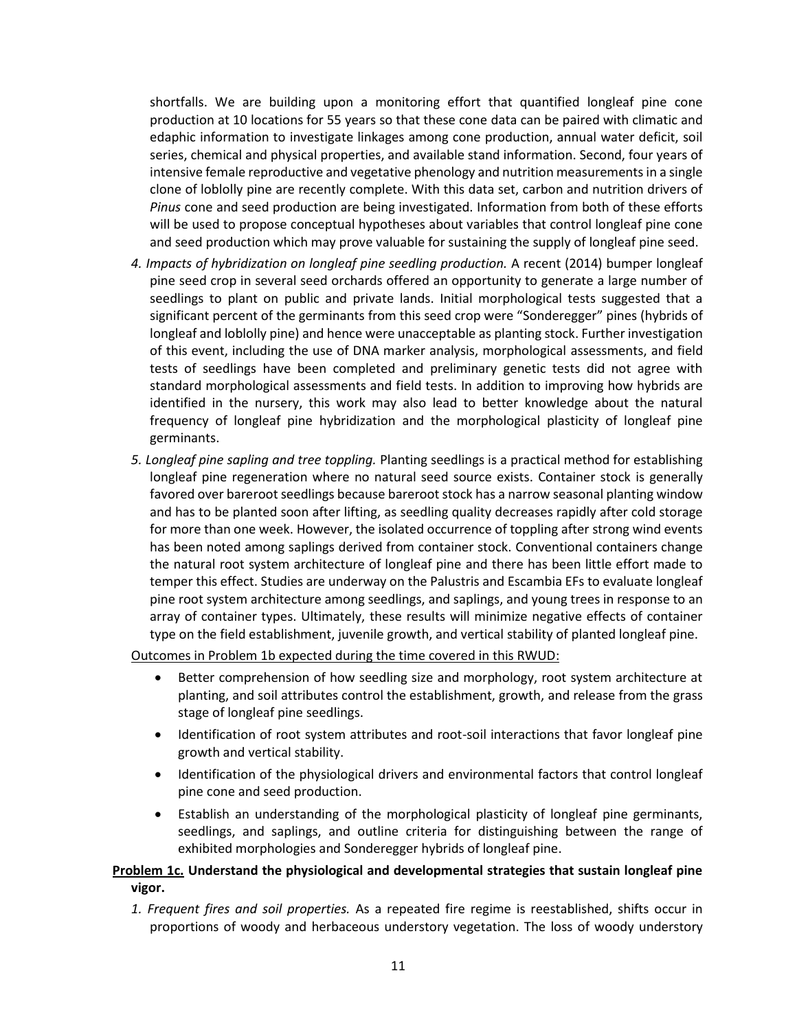shortfalls. We are building upon a monitoring effort that quantified longleaf pine cone production at 10 locations for 55 years so that these cone data can be paired with climatic and edaphic information to investigate linkages among cone production, annual water deficit, soil series, chemical and physical properties, and available stand information. Second, four years of intensive female reproductive and vegetative phenology and nutrition measurements in a single clone of loblolly pine are recently complete. With this data set, carbon and nutrition drivers of *Pinus* cone and seed production are being investigated. Information from both of these efforts will be used to propose conceptual hypotheses about variables that control longleaf pine cone and seed production which may prove valuable for sustaining the supply of longleaf pine seed.

4. *Impacts of hybridization on longleaf pine seedling production.* A recent (2014) bumper longleaf pine seed crop in several seed orchards offered an opportunity to generate a large number of seedlings to plant on public and private lands. Initial morphological tests suggested that a significant percent of the germinants from this seed crop were "Sonderegger" pines (hybrids of longleaf and loblolly pine) and hence were unacceptable as planting stock. Further investigation of this event, including the use of DNA marker analysis, morphological assessments, and field tests of seedlings have been completed and preliminary genetic tests did not agree with standard morphological assessments and field tests. In addition to improving how hybrids are identified in the nursery, this work may also lead to better knowledge about the natural frequency of longleaf pine hybridization and the morphological plasticity of longleaf pine germinants.

5. *Longleaf pine sapling and tree toppling.* Planting seedlings is a practical method for establishing longleaf pine regeneration where no natural seed source exists. Container stock is generally favored over bareroot seedlings because bareroot stock has a narrow seasonal planting window and has to be planted soon after lifting, as seedling quality decreases rapidly after cold storage for more than one week. However, the isolated occurrence of toppling after strong wind events has been noted among saplings derived from container stock. Conventional containers change the natural root system architecture of longleaf pine and there has been little effort made to temper this effect. Studies are underway on the Palustris and Escambia EFs to evaluate longleaf pine root system architecture among seedlings, and saplings, and young trees in response to an array of container types. Ultimately, these results will minimize negative effects of container type on the field establishment, juvenile growth, and vertical stability of planted longleaf pine.

<u>Outcomes in Problem 1b expected during the time covered in this RWUD:</u>

- Better comprehension of how seedling size and morphology, root system architecture at planting, and soil attributes control the establishment, growth, and release from the grass stage of longleaf pine seedlings.
- Identification of root system attributes and root-soil interactions that favor longleaf pine growth and vertical stability.
- Identification of the physiological drivers and environmental factors that control longleaf pine cone and seed production.
- Establish an understanding of the morphological plasticity of longleaf pine germinants, seedlings, and saplings, and outline criteria for distinguishing between the range of exhibited morphologies and Sonderegger hybrids of longleaf pine.

**<u>Problem 1c.</u> Understand the physiological and developmental strategies that sustain longleaf pine vigor.**

1. *Frequent fires and soil properties.* As a repeated fire regime is reestablished, shifts occur in proportions of woody and herbaceous understory vegetation. The loss of woody understory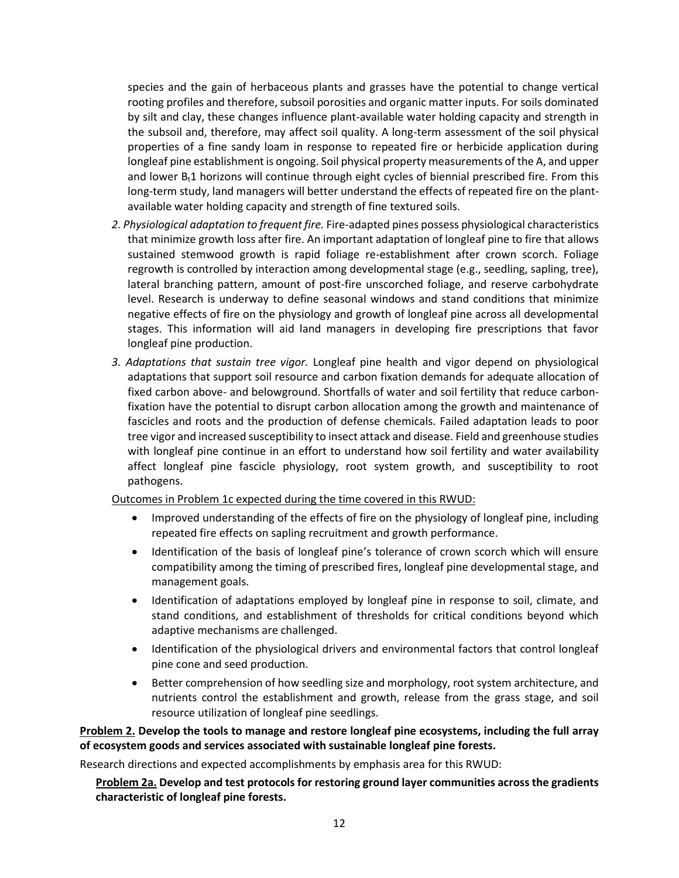species and the gain of herbaceous plants and grasses have the potential to change vertical rooting profiles and therefore, subsoil porosities and organic matter inputs. For soils dominated by silt and clay, these changes influence plant-available water holding capacity and strength in the subsoil and, therefore, may affect soil quality. A long-term assessment of the soil physical properties of a fine sandy loam in response to repeated fire or herbicide application during longleaf pine establishment is ongoing. Soil physical property measurements of the A, and upper and lower $B_t1$ horizons will continue through eight cycles of biennial prescribed fire. From this long-term study, land managers will better understand the effects of repeated fire on the plant-available water holding capacity and strength of fine textured soils.

2. *Physiological adaptation to frequent fire.* Fire-adapted pines possess physiological characteristics that minimize growth loss after fire. An important adaptation of longleaf pine to fire that allows sustained stemwood growth is rapid foliage re-establishment after crown scorch. Foliage regrowth is controlled by interaction among developmental stage (e.g., seedling, sapling, tree), lateral branching pattern, amount of post-fire unscorched foliage, and reserve carbohydrate level. Research is underway to define seasonal windows and stand conditions that minimize negative effects of fire on the physiology and growth of longleaf pine across all developmental stages. This information will aid land managers in developing fire prescriptions that favor longleaf pine production.

3. *Adaptations that sustain tree vigor.* Longleaf pine health and vigor depend on physiological adaptations that support soil resource and carbon fixation demands for adequate allocation of fixed carbon above- and belowground. Shortfalls of water and soil fertility that reduce carbon-fixation have the potential to disrupt carbon allocation among the growth and maintenance of fascicles and roots and the production of defense chemicals. Failed adaptation leads to poor tree vigor and increased susceptibility to insect attack and disease. Field and greenhouse studies with longleaf pine continue in an effort to understand how soil fertility and water availability affect longleaf pine fascicle physiology, root system growth, and susceptibility to root pathogens.

Outcomes in Problem 1c expected during the time covered in this RWUD:

- Improved understanding of the effects of fire on the physiology of longleaf pine, including repeated fire effects on sapling recruitment and growth performance.
- Identification of the basis of longleaf pine's tolerance of crown scorch which will ensure compatibility among the timing of prescribed fires, longleaf pine developmental stage, and management goals.
- Identification of adaptations employed by longleaf pine in response to soil, climate, and stand conditions, and establishment of thresholds for critical conditions beyond which adaptive mechanisms are challenged.
- Identification of the physiological drivers and environmental factors that control longleaf pine cone and seed production.
- Better comprehension of how seedling size and morphology, root system architecture, and nutrients control the establishment and growth, release from the grass stage, and soil resource utilization of longleaf pine seedlings.

**Problem 2. Develop the tools to manage and restore longleaf pine ecosystems, including the full array of ecosystem goods and services associated with sustainable longleaf pine forests.**

Research directions and expected accomplishments by emphasis area for this RWUD:

**Problem 2a. Develop and test protocols for restoring ground layer communities across the gradients characteristic of longleaf pine forests.**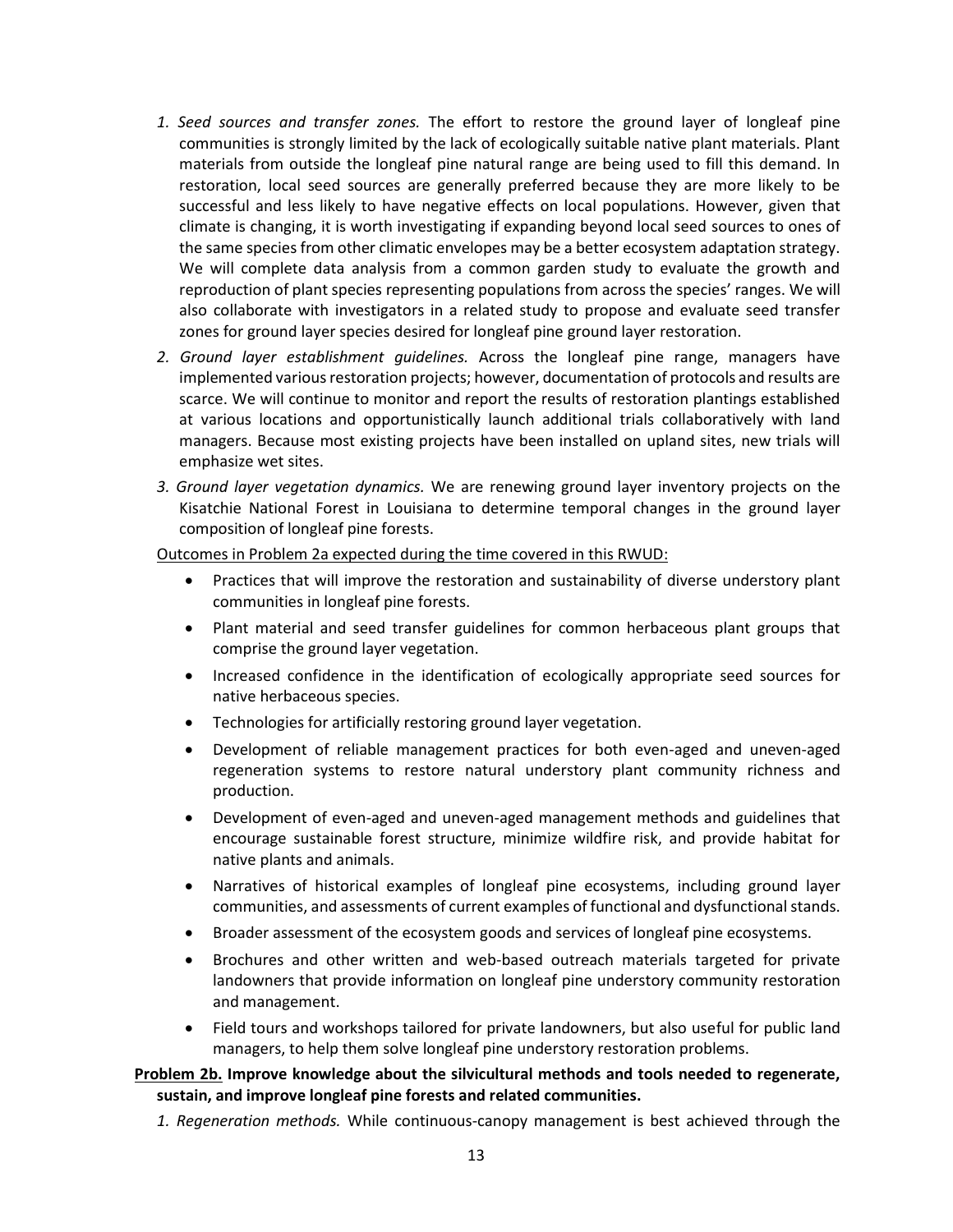1. *Seed sources and transfer zones.* The effort to restore the ground layer of longleaf pine communities is strongly limited by the lack of ecologically suitable native plant materials. Plant materials from outside the longleaf pine natural range are being used to fill this demand. In restoration, local seed sources are generally preferred because they are more likely to be successful and less likely to have negative effects on local populations. However, given that climate is changing, it is worth investigating if expanding beyond local seed sources to ones of the same species from other climatic envelopes may be a better ecosystem adaptation strategy. We will complete data analysis from a common garden study to evaluate the growth and reproduction of plant species representing populations from across the species' ranges. We will also collaborate with investigators in a related study to propose and evaluate seed transfer zones for ground layer species desired for longleaf pine ground layer restoration.
2. *Ground layer establishment guidelines.* Across the longleaf pine range, managers have implemented various restoration projects; however, documentation of protocols and results are scarce. We will continue to monitor and report the results of restoration plantings established at various locations and opportunistically launch additional trials collaboratively with land managers. Because most existing projects have been installed on upland sites, new trials will emphasize wet sites.
3. *Ground layer vegetation dynamics.* We are renewing ground layer inventory projects on the Kisatchie National Forest in Louisiana to determine temporal changes in the ground layer composition of longleaf pine forests.

<u>Outcomes in Problem 2a expected during the time covered in this RWUD:</u>

- Practices that will improve the restoration and sustainability of diverse understory plant communities in longleaf pine forests.
- Plant material and seed transfer guidelines for common herbaceous plant groups that comprise the ground layer vegetation.
- Increased confidence in the identification of ecologically appropriate seed sources for native herbaceous species.
- Technologies for artificially restoring ground layer vegetation.
- Development of reliable management practices for both even-aged and uneven-aged regeneration systems to restore natural understory plant community richness and production.
- Development of even-aged and uneven-aged management methods and guidelines that encourage sustainable forest structure, minimize wildfire risk, and provide habitat for native plants and animals.
- Narratives of historical examples of longleaf pine ecosystems, including ground layer communities, and assessments of current examples of functional and dysfunctional stands.
- Broader assessment of the ecosystem goods and services of longleaf pine ecosystems.
- Brochures and other written and web-based outreach materials targeted for private landowners that provide information on longleaf pine understory community restoration and management.
- Field tours and workshops tailored for private landowners, but also useful for public land managers, to help them solve longleaf pine understory restoration problems.

**<u>Problem 2b.</u> Improve knowledge about the silvicultural methods and tools needed to regenerate, sustain, and improve longleaf pine forests and related communities.**

1. *Regeneration methods.* While continuous-canopy management is best achieved through the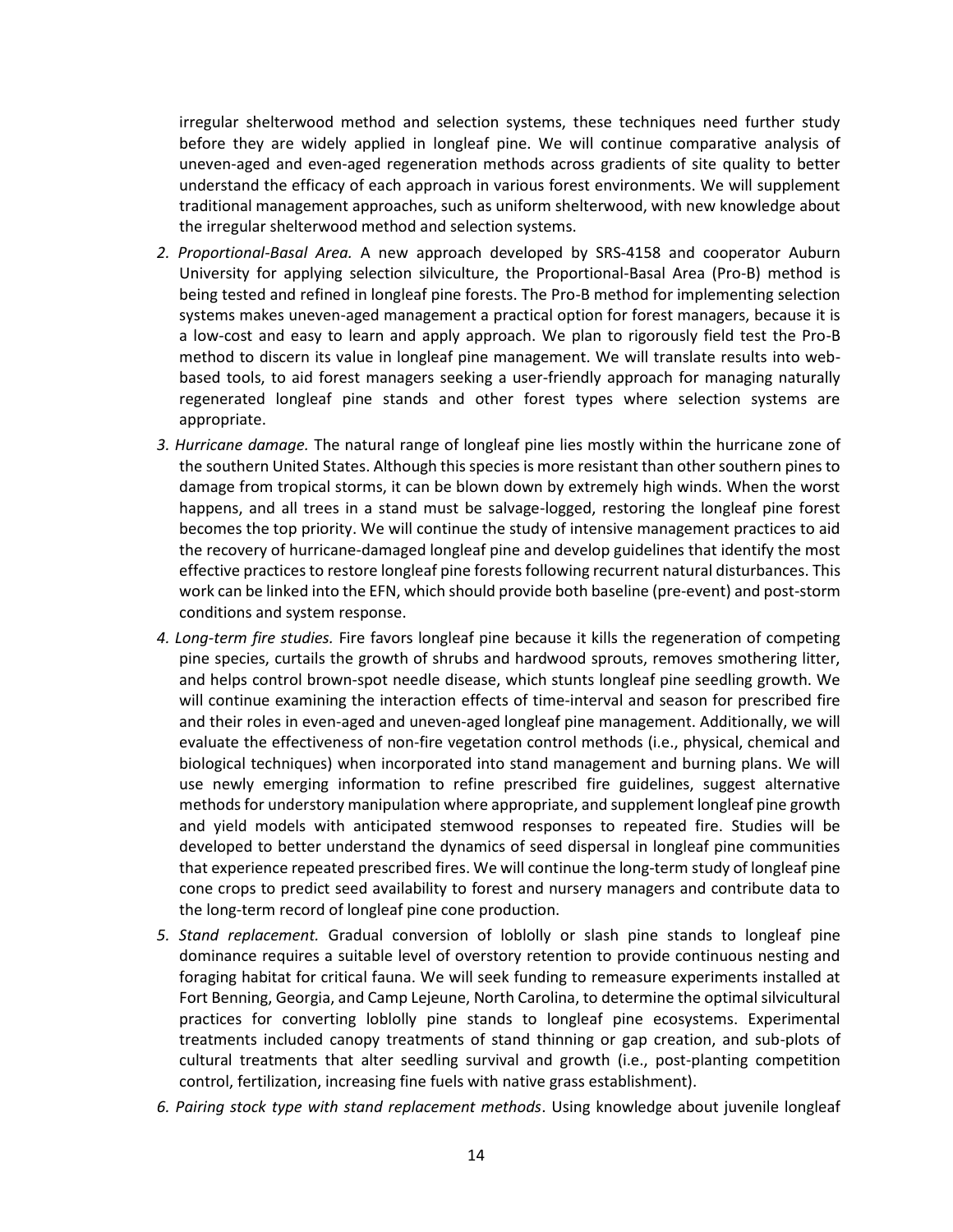irregular shelterwood method and selection systems, these techniques need further study before they are widely applied in longleaf pine. We will continue comparative analysis of uneven-aged and even-aged regeneration methods across gradients of site quality to better understand the efficacy of each approach in various forest environments. We will supplement traditional management approaches, such as uniform shelterwood, with new knowledge about the irregular shelterwood method and selection systems.

2. *Proportional-Basal Area.* A new approach developed by SRS-4158 and cooperator Auburn University for applying selection silviculture, the Proportional-Basal Area (Pro-B) method is being tested and refined in longleaf pine forests. The Pro-B method for implementing selection systems makes uneven-aged management a practical option for forest managers, because it is a low-cost and easy to learn and apply approach. We plan to rigorously field test the Pro-B method to discern its value in longleaf pine management. We will translate results into web-based tools, to aid forest managers seeking a user-friendly approach for managing naturally regenerated longleaf pine stands and other forest types where selection systems are appropriate.
3. *Hurricane damage.* The natural range of longleaf pine lies mostly within the hurricane zone of the southern United States. Although this species is more resistant than other southern pines to damage from tropical storms, it can be blown down by extremely high winds. When the worst happens, and all trees in a stand must be salvage-logged, restoring the longleaf pine forest becomes the top priority. We will continue the study of intensive management practices to aid the recovery of hurricane-damaged longleaf pine and develop guidelines that identify the most effective practices to restore longleaf pine forests following recurrent natural disturbances. This work can be linked into the EFN, which should provide both baseline (pre-event) and post-storm conditions and system response.
4. *Long-term fire studies.* Fire favors longleaf pine because it kills the regeneration of competing pine species, curtails the growth of shrubs and hardwood sprouts, removes smothering litter, and helps control brown-spot needle disease, which stunts longleaf pine seedling growth. We will continue examining the interaction effects of time-interval and season for prescribed fire and their roles in even-aged and uneven-aged longleaf pine management. Additionally, we will evaluate the effectiveness of non-fire vegetation control methods (i.e., physical, chemical and biological techniques) when incorporated into stand management and burning plans. We will use newly emerging information to refine prescribed fire guidelines, suggest alternative methods for understory manipulation where appropriate, and supplement longleaf pine growth and yield models with anticipated stemwood responses to repeated fire. Studies will be developed to better understand the dynamics of seed dispersal in longleaf pine communities that experience repeated prescribed fires. We will continue the long-term study of longleaf pine cone crops to predict seed availability to forest and nursery managers and contribute data to the long-term record of longleaf pine cone production.
5. *Stand replacement.* Gradual conversion of loblolly or slash pine stands to longleaf pine dominance requires a suitable level of overstory retention to provide continuous nesting and foraging habitat for critical fauna. We will seek funding to remeasure experiments installed at Fort Benning, Georgia, and Camp Lejeune, North Carolina, to determine the optimal silvicultural practices for converting loblolly pine stands to longleaf pine ecosystems. Experimental treatments included canopy treatments of stand thinning or gap creation, and sub-plots of cultural treatments that alter seedling survival and growth (i.e., post-planting competition control, fertilization, increasing fine fuels with native grass establishment).
6. *Pairing stock type with stand replacement methods*. Using knowledge about juvenile longleaf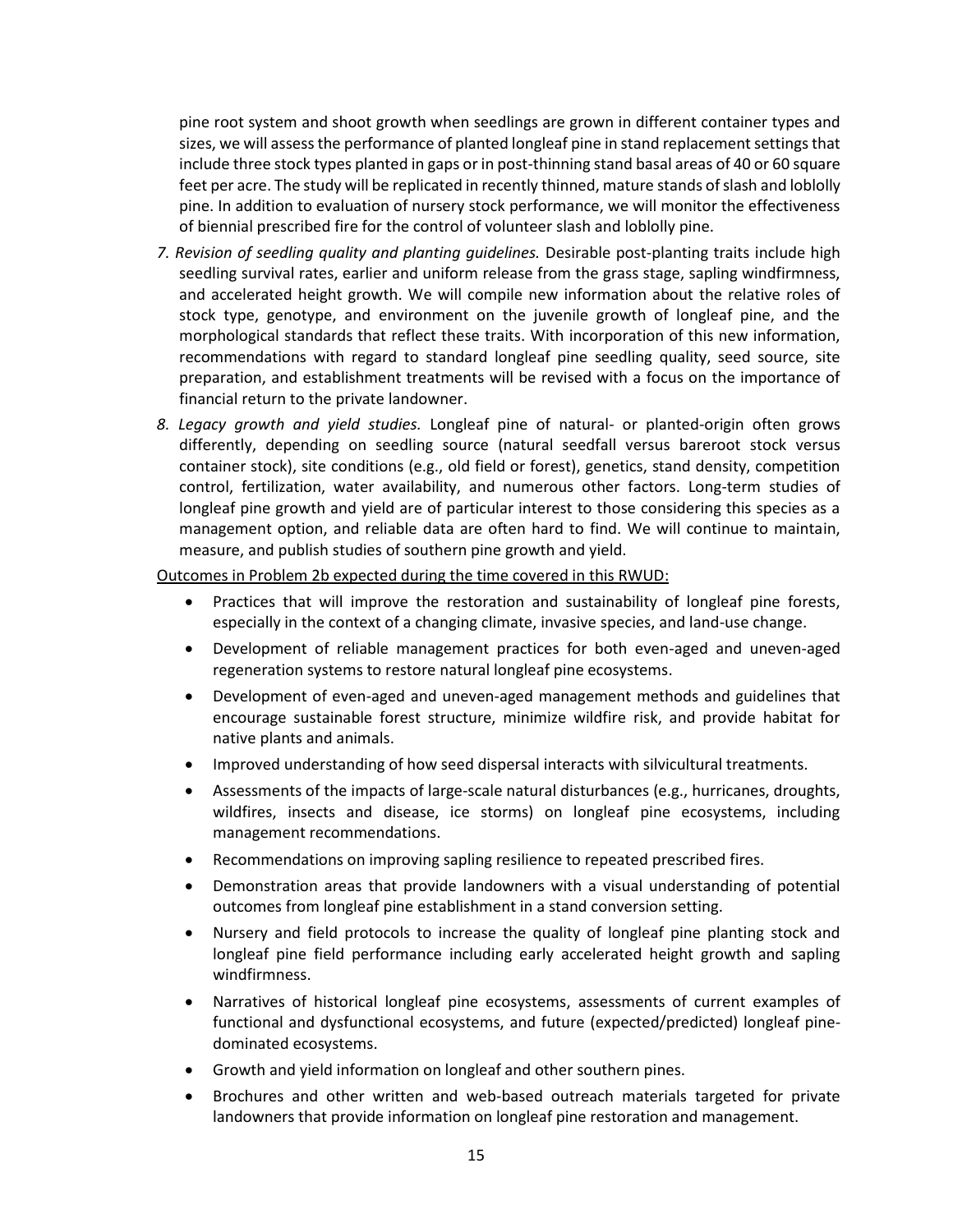pine root system and shoot growth when seedlings are grown in different container types and sizes, we will assess the performance of planted longleaf pine in stand replacement settings that include three stock types planted in gaps or in post-thinning stand basal areas of 40 or 60 square feet per acre. The study will be replicated in recently thinned, mature stands of slash and loblolly pine. In addition to evaluation of nursery stock performance, we will monitor the effectiveness of biennial prescribed fire for the control of volunteer slash and loblolly pine.

7. *Revision of seedling quality and planting guidelines.* Desirable post-planting traits include high seedling survival rates, earlier and uniform release from the grass stage, sapling windfirmness, and accelerated height growth. We will compile new information about the relative roles of stock type, genotype, and environment on the juvenile growth of longleaf pine, and the morphological standards that reflect these traits. With incorporation of this new information, recommendations with regard to standard longleaf pine seedling quality, seed source, site preparation, and establishment treatments will be revised with a focus on the importance of financial return to the private landowner.
8. *Legacy growth and yield studies.* Longleaf pine of natural- or planted-origin often grows differently, depending on seedling source (natural seedfall versus bareroot stock versus container stock), site conditions (e.g., old field or forest), genetics, stand density, competition control, fertilization, water availability, and numerous other factors. Long-term studies of longleaf pine growth and yield are of particular interest to those considering this species as a management option, and reliable data are often hard to find. We will continue to maintain, measure, and publish studies of southern pine growth and yield.

<u>Outcomes in Problem 2b expected during the time covered in this RWUD:</u>

- Practices that will improve the restoration and sustainability of longleaf pine forests, especially in the context of a changing climate, invasive species, and land-use change.
- Development of reliable management practices for both even-aged and uneven-aged regeneration systems to restore natural longleaf pine ecosystems.
- Development of even-aged and uneven-aged management methods and guidelines that encourage sustainable forest structure, minimize wildfire risk, and provide habitat for native plants and animals.
- Improved understanding of how seed dispersal interacts with silvicultural treatments.
- Assessments of the impacts of large-scale natural disturbances (e.g., hurricanes, droughts, wildfires, insects and disease, ice storms) on longleaf pine ecosystems, including management recommendations.
- Recommendations on improving sapling resilience to repeated prescribed fires.
- Demonstration areas that provide landowners with a visual understanding of potential outcomes from longleaf pine establishment in a stand conversion setting.
- Nursery and field protocols to increase the quality of longleaf pine planting stock and longleaf pine field performance including early accelerated height growth and sapling windfirmness.
- Narratives of historical longleaf pine ecosystems, assessments of current examples of functional and dysfunctional ecosystems, and future (expected/predicted) longleaf pine-dominated ecosystems.
- Growth and yield information on longleaf and other southern pines.
- Brochures and other written and web-based outreach materials targeted for private landowners that provide information on longleaf pine restoration and management.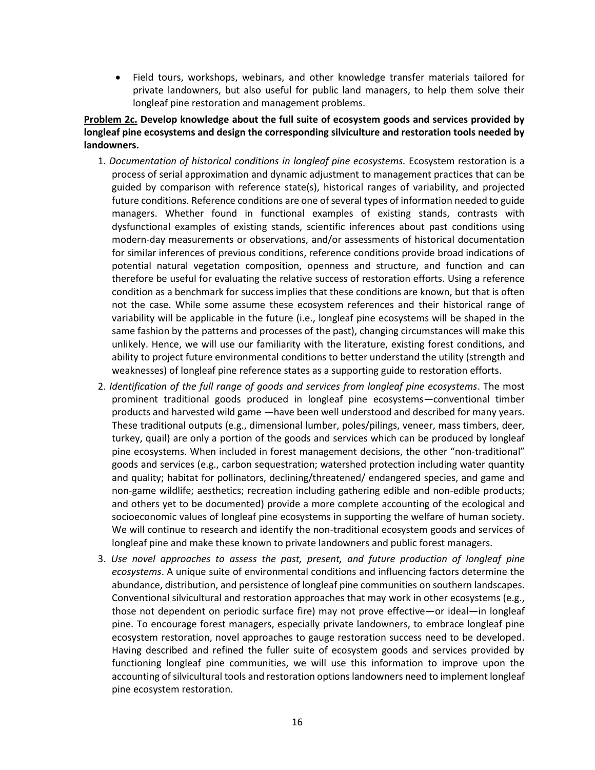- Field tours, workshops, webinars, and other knowledge transfer materials tailored for private landowners, but also useful for public land managers, to help them solve their longleaf pine restoration and management problems.

**<u>Problem 2c.</u> Develop knowledge about the full suite of ecosystem goods and services provided by longleaf pine ecosystems and design the corresponding silviculture and restoration tools needed by landowners.**

1. *Documentation of historical conditions in longleaf pine ecosystems.* Ecosystem restoration is a process of serial approximation and dynamic adjustment to management practices that can be guided by comparison with reference state(s), historical ranges of variability, and projected future conditions. Reference conditions are one of several types of information needed to guide managers. Whether found in functional examples of existing stands, contrasts with dysfunctional examples of existing stands, scientific inferences about past conditions using modern-day measurements or observations, and/or assessments of historical documentation for similar inferences of previous conditions, reference conditions provide broad indications of potential natural vegetation composition, openness and structure, and function and can therefore be useful for evaluating the relative success of restoration efforts. Using a reference condition as a benchmark for success implies that these conditions are known, but that is often not the case. While some assume these ecosystem references and their historical range of variability will be applicable in the future (i.e., longleaf pine ecosystems will be shaped in the same fashion by the patterns and processes of the past), changing circumstances will make this unlikely. Hence, we will use our familiarity with the literature, existing forest conditions, and ability to project future environmental conditions to better understand the utility (strength and weaknesses) of longleaf pine reference states as a supporting guide to restoration efforts.
2. *Identification of the full range of goods and services from longleaf pine ecosystems*. The most prominent traditional goods produced in longleaf pine ecosystems—conventional timber products and harvested wild game —have been well understood and described for many years. These traditional outputs (e.g., dimensional lumber, poles/pilings, veneer, mass timbers, deer, turkey, quail) are only a portion of the goods and services which can be produced by longleaf pine ecosystems. When included in forest management decisions, the other "non-traditional" goods and services (e.g., carbon sequestration; watershed protection including water quantity and quality; habitat for pollinators, declining/threatened/ endangered species, and game and non-game wildlife; aesthetics; recreation including gathering edible and non-edible products; and others yet to be documented) provide a more complete accounting of the ecological and socioeconomic values of longleaf pine ecosystems in supporting the welfare of human society. We will continue to research and identify the non-traditional ecosystem goods and services of longleaf pine and make these known to private landowners and public forest managers.
3. *Use novel approaches to assess the past, present, and future production of longleaf pine ecosystems*. A unique suite of environmental conditions and influencing factors determine the abundance, distribution, and persistence of longleaf pine communities on southern landscapes. Conventional silvicultural and restoration approaches that may work in other ecosystems (e.g., those not dependent on periodic surface fire) may not prove effective—or ideal—in longleaf pine. To encourage forest managers, especially private landowners, to embrace longleaf pine ecosystem restoration, novel approaches to gauge restoration success need to be developed. Having described and refined the fuller suite of ecosystem goods and services provided by functioning longleaf pine communities, we will use this information to improve upon the accounting of silvicultural tools and restoration options landowners need to implement longleaf pine ecosystem restoration.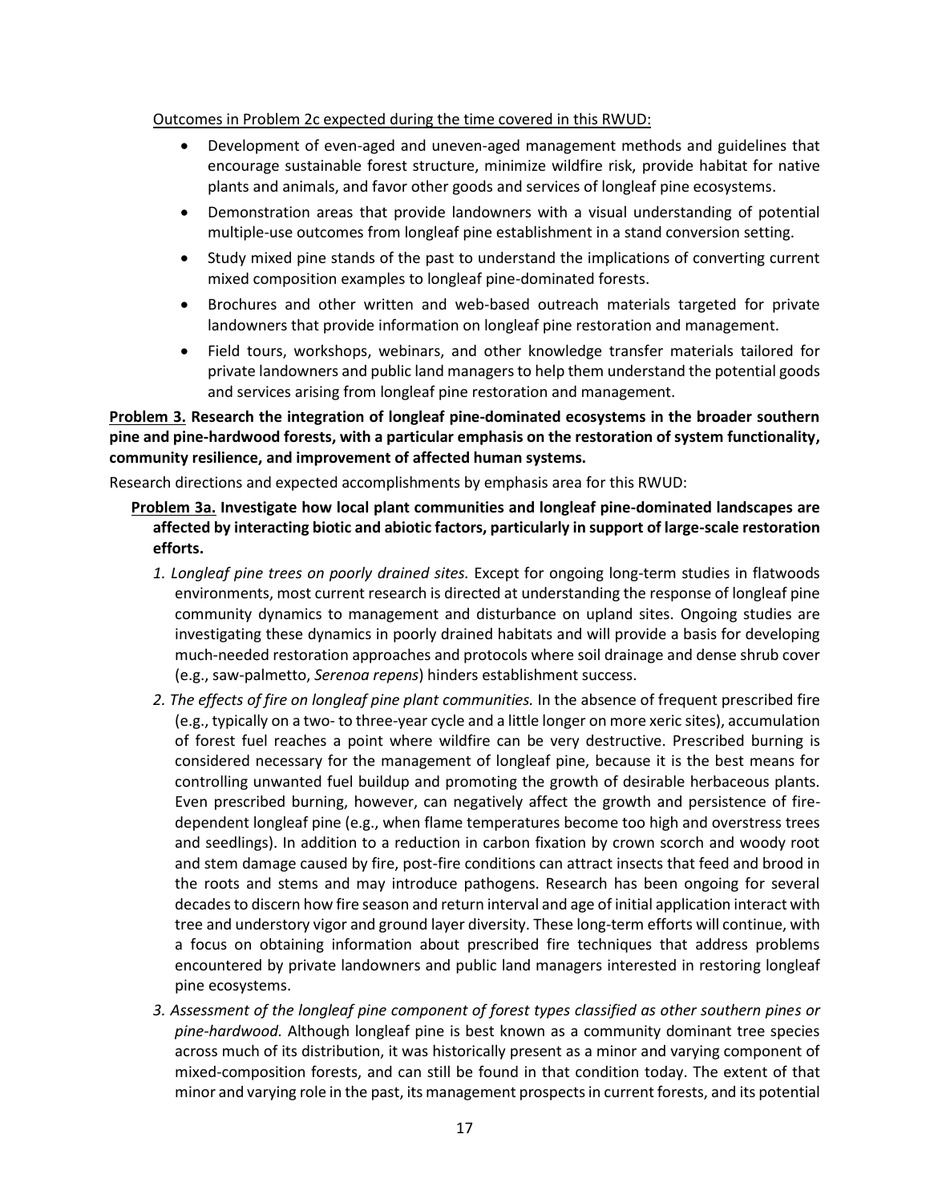<u>Outcomes in Problem 2c expected during the time covered in this RWUD:</u>

- Development of even-aged and uneven-aged management methods and guidelines that encourage sustainable forest structure, minimize wildfire risk, provide habitat for native plants and animals, and favor other goods and services of longleaf pine ecosystems.
- Demonstration areas that provide landowners with a visual understanding of potential multiple-use outcomes from longleaf pine establishment in a stand conversion setting.
- Study mixed pine stands of the past to understand the implications of converting current mixed composition examples to longleaf pine-dominated forests.
- Brochures and other written and web-based outreach materials targeted for private landowners that provide information on longleaf pine restoration and management.
- Field tours, workshops, webinars, and other knowledge transfer materials tailored for private landowners and public land managers to help them understand the potential goods and services arising from longleaf pine restoration and management.

**<u>Problem 3.</u> Research the integration of longleaf pine-dominated ecosystems in the broader southern pine and pine-hardwood forests, with a particular emphasis on the restoration of system functionality, community resilience, and improvement of affected human systems.**

Research directions and expected accomplishments by emphasis area for this RWUD:

**<u>Problem 3a.</u> Investigate how local plant communities and longleaf pine-dominated landscapes are affected by interacting biotic and abiotic factors, particularly in support of large-scale restoration efforts.**

*1. Longleaf pine trees on poorly drained sites.* Except for ongoing long-term studies in flatwoods environments, most current research is directed at understanding the response of longleaf pine community dynamics to management and disturbance on upland sites. Ongoing studies are investigating these dynamics in poorly drained habitats and will provide a basis for developing much-needed restoration approaches and protocols where soil drainage and dense shrub cover (e.g., saw-palmetto, *Serenoa repens*) hinders establishment success.

*2. The effects of fire on longleaf pine plant communities.* In the absence of frequent prescribed fire (e.g., typically on a two- to three-year cycle and a little longer on more xeric sites), accumulation of forest fuel reaches a point where wildfire can be very destructive. Prescribed burning is considered necessary for the management of longleaf pine, because it is the best means for controlling unwanted fuel buildup and promoting the growth of desirable herbaceous plants. Even prescribed burning, however, can negatively affect the growth and persistence of fire-dependent longleaf pine (e.g., when flame temperatures become too high and overstress trees and seedlings). In addition to a reduction in carbon fixation by crown scorch and woody root and stem damage caused by fire, post-fire conditions can attract insects that feed and brood in the roots and stems and may introduce pathogens. Research has been ongoing for several decades to discern how fire season and return interval and age of initial application interact with tree and understory vigor and ground layer diversity. These long-term efforts will continue, with a focus on obtaining information about prescribed fire techniques that address problems encountered by private landowners and public land managers interested in restoring longleaf pine ecosystems.

*3. Assessment of the longleaf pine component of forest types classified as other southern pines or pine-hardwood.* Although longleaf pine is best known as a community dominant tree species across much of its distribution, it was historically present as a minor and varying component of mixed-composition forests, and can still be found in that condition today. The extent of that minor and varying role in the past, its management prospects in current forests, and its potential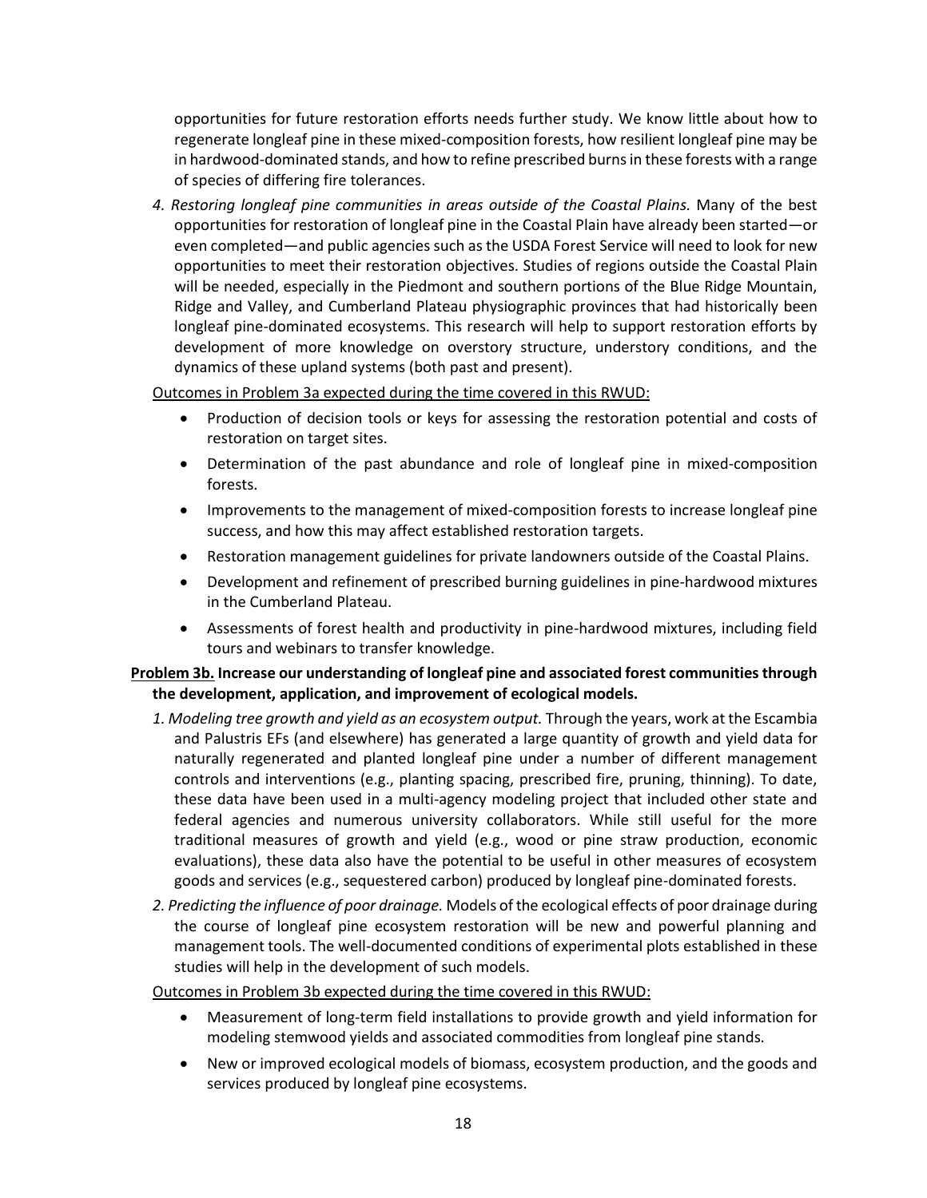opportunities for future restoration efforts needs further study. We know little about how to regenerate longleaf pine in these mixed-composition forests, how resilient longleaf pine may be in hardwood-dominated stands, and how to refine prescribed burns in these forests with a range of species of differing fire tolerances.

*4. Restoring longleaf pine communities in areas outside of the Coastal Plains.* Many of the best opportunities for restoration of longleaf pine in the Coastal Plain have already been started—or even completed—and public agencies such as the USDA Forest Service will need to look for new opportunities to meet their restoration objectives. Studies of regions outside the Coastal Plain will be needed, especially in the Piedmont and southern portions of the Blue Ridge Mountain, Ridge and Valley, and Cumberland Plateau physiographic provinces that had historically been longleaf pine-dominated ecosystems. This research will help to support restoration efforts by development of more knowledge on overstory structure, understory conditions, and the dynamics of these upland systems (both past and present).

<u>Outcomes in Problem 3a expected during the time covered in this RWUD:</u>

- Production of decision tools or keys for assessing the restoration potential and costs of restoration on target sites.
- Determination of the past abundance and role of longleaf pine in mixed-composition forests.
- Improvements to the management of mixed-composition forests to increase longleaf pine success, and how this may affect established restoration targets.
- Restoration management guidelines for private landowners outside of the Coastal Plains.
- Development and refinement of prescribed burning guidelines in pine-hardwood mixtures in the Cumberland Plateau.
- Assessments of forest health and productivity in pine-hardwood mixtures, including field tours and webinars to transfer knowledge.

**<u>Problem 3b.</u> Increase our understanding of longleaf pine and associated forest communities through the development, application, and improvement of ecological models.**

*1. Modeling tree growth and yield as an ecosystem output.* Through the years, work at the Escambia and Palustris EFs (and elsewhere) has generated a large quantity of growth and yield data for naturally regenerated and planted longleaf pine under a number of different management controls and interventions (e.g., planting spacing, prescribed fire, pruning, thinning). To date, these data have been used in a multi-agency modeling project that included other state and federal agencies and numerous university collaborators. While still useful for the more traditional measures of growth and yield (e.g., wood or pine straw production, economic evaluations), these data also have the potential to be useful in other measures of ecosystem goods and services (e.g., sequestered carbon) produced by longleaf pine-dominated forests.

*2. Predicting the influence of poor drainage.* Models of the ecological effects of poor drainage during the course of longleaf pine ecosystem restoration will be new and powerful planning and management tools. The well-documented conditions of experimental plots established in these studies will help in the development of such models.

<u>Outcomes in Problem 3b expected during the time covered in this RWUD:</u>

- Measurement of long-term field installations to provide growth and yield information for modeling stemwood yields and associated commodities from longleaf pine stands.
- New or improved ecological models of biomass, ecosystem production, and the goods and services produced by longleaf pine ecosystems.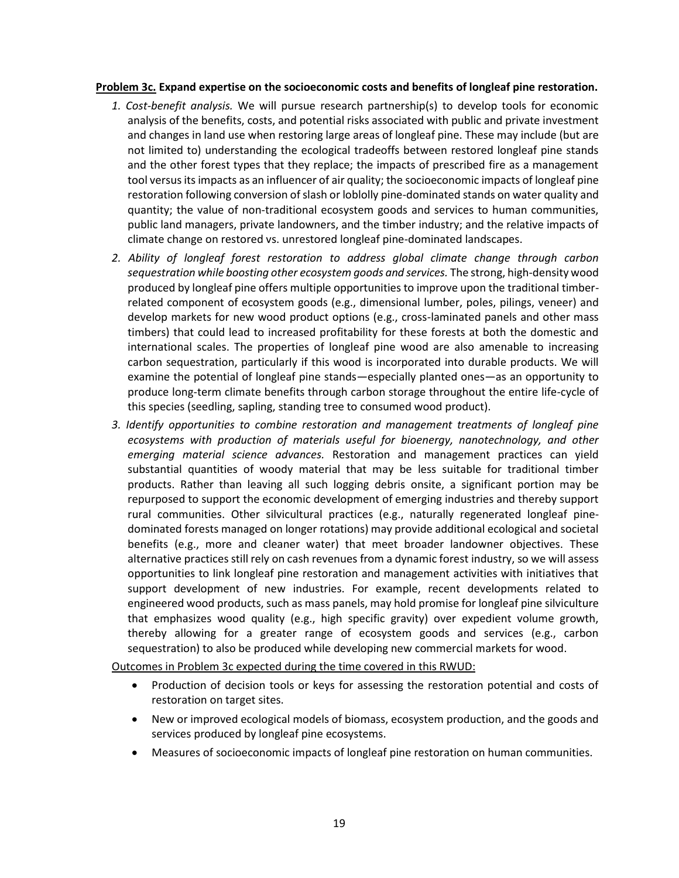**Problem 3c. Expand expertise on the socioeconomic costs and benefits of longleaf pine restoration.**

1. *Cost-benefit analysis.* We will pursue research partnership(s) to develop tools for economic analysis of the benefits, costs, and potential risks associated with public and private investment and changes in land use when restoring large areas of longleaf pine. These may include (but are not limited to) understanding the ecological tradeoffs between restored longleaf pine stands and the other forest types that they replace; the impacts of prescribed fire as a management tool versus its impacts as an influencer of air quality; the socioeconomic impacts of longleaf pine restoration following conversion of slash or loblolly pine-dominated stands on water quality and quantity; the value of non-traditional ecosystem goods and services to human communities, public land managers, private landowners, and the timber industry; and the relative impacts of climate change on restored vs. unrestored longleaf pine-dominated landscapes.
2. *Ability of longleaf forest restoration to address global climate change through carbon sequestration while boosting other ecosystem goods and services.* The strong, high-density wood produced by longleaf pine offers multiple opportunities to improve upon the traditional timber-related component of ecosystem goods (e.g., dimensional lumber, poles, pilings, veneer) and develop markets for new wood product options (e.g., cross-laminated panels and other mass timbers) that could lead to increased profitability for these forests at both the domestic and international scales. The properties of longleaf pine wood are also amenable to increasing carbon sequestration, particularly if this wood is incorporated into durable products. We will examine the potential of longleaf pine stands—especially planted ones—as an opportunity to produce long-term climate benefits through carbon storage throughout the entire life-cycle of this species (seedling, sapling, standing tree to consumed wood product).
3. *Identify opportunities to combine restoration and management treatments of longleaf pine ecosystems with production of materials useful for bioenergy, nanotechnology, and other emerging material science advances.* Restoration and management practices can yield substantial quantities of woody material that may be less suitable for traditional timber products. Rather than leaving all such logging debris onsite, a significant portion may be repurposed to support the economic development of emerging industries and thereby support rural communities. Other silvicultural practices (e.g., naturally regenerated longleaf pine-dominated forests managed on longer rotations) may provide additional ecological and societal benefits (e.g., more and cleaner water) that meet broader landowner objectives. These alternative practices still rely on cash revenues from a dynamic forest industry, so we will assess opportunities to link longleaf pine restoration and management activities with initiatives that support development of new industries. For example, recent developments related to engineered wood products, such as mass panels, may hold promise for longleaf pine silviculture that emphasizes wood quality (e.g., high specific gravity) over expedient volume growth, thereby allowing for a greater range of ecosystem goods and services (e.g., carbon sequestration) to also be produced while developing new commercial markets for wood.

Outcomes in Problem 3c expected during the time covered in this RWUD:

- Production of decision tools or keys for assessing the restoration potential and costs of restoration on target sites.
- New or improved ecological models of biomass, ecosystem production, and the goods and services produced by longleaf pine ecosystems.
- Measures of socioeconomic impacts of longleaf pine restoration on human communities.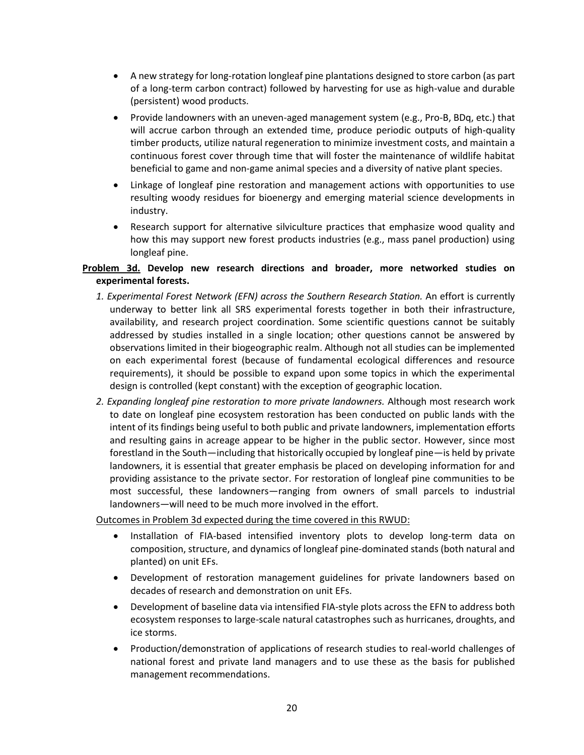- A new strategy for long-rotation longleaf pine plantations designed to store carbon (as part of a long-term carbon contract) followed by harvesting for use as high-value and durable (persistent) wood products.
- Provide landowners with an uneven-aged management system (e.g., Pro-B, BDq, etc.) that will accrue carbon through an extended time, produce periodic outputs of high-quality timber products, utilize natural regeneration to minimize investment costs, and maintain a continuous forest cover through time that will foster the maintenance of wildlife habitat beneficial to game and non-game animal species and a diversity of native plant species.
- Linkage of longleaf pine restoration and management actions with opportunities to use resulting woody residues for bioenergy and emerging material science developments in industry.
- Research support for alternative silviculture practices that emphasize wood quality and how this may support new forest products industries (e.g., mass panel production) using longleaf pine.

**<u>Problem 3d.</u> Develop new research directions and broader, more networked studies on experimental forests.**

1. *Experimental Forest Network (EFN) across the Southern Research Station.* An effort is currently underway to better link all SRS experimental forests together in both their infrastructure, availability, and research project coordination. Some scientific questions cannot be suitably addressed by studies installed in a single location; other questions cannot be answered by observations limited in their biogeographic realm. Although not all studies can be implemented on each experimental forest (because of fundamental ecological differences and resource requirements), it should be possible to expand upon some topics in which the experimental design is controlled (kept constant) with the exception of geographic location.
2. *Expanding longleaf pine restoration to more private landowners.* Although most research work to date on longleaf pine ecosystem restoration has been conducted on public lands with the intent of its findings being useful to both public and private landowners, implementation efforts and resulting gains in acreage appear to be higher in the public sector. However, since most forestland in the South—including that historically occupied by longleaf pine—is held by private landowners, it is essential that greater emphasis be placed on developing information for and providing assistance to the private sector. For restoration of longleaf pine communities to be most successful, these landowners—ranging from owners of small parcels to industrial landowners—will need to be much more involved in the effort.

<u>Outcomes in Problem 3d expected during the time covered in this RWUD:</u>

- Installation of FIA-based intensified inventory plots to develop long-term data on composition, structure, and dynamics of longleaf pine-dominated stands (both natural and planted) on unit EFs.
- Development of restoration management guidelines for private landowners based on decades of research and demonstration on unit EFs.
- Development of baseline data via intensified FIA-style plots across the EFN to address both ecosystem responses to large-scale natural catastrophes such as hurricanes, droughts, and ice storms.
- Production/demonstration of applications of research studies to real-world challenges of national forest and private land managers and to use these as the basis for published management recommendations.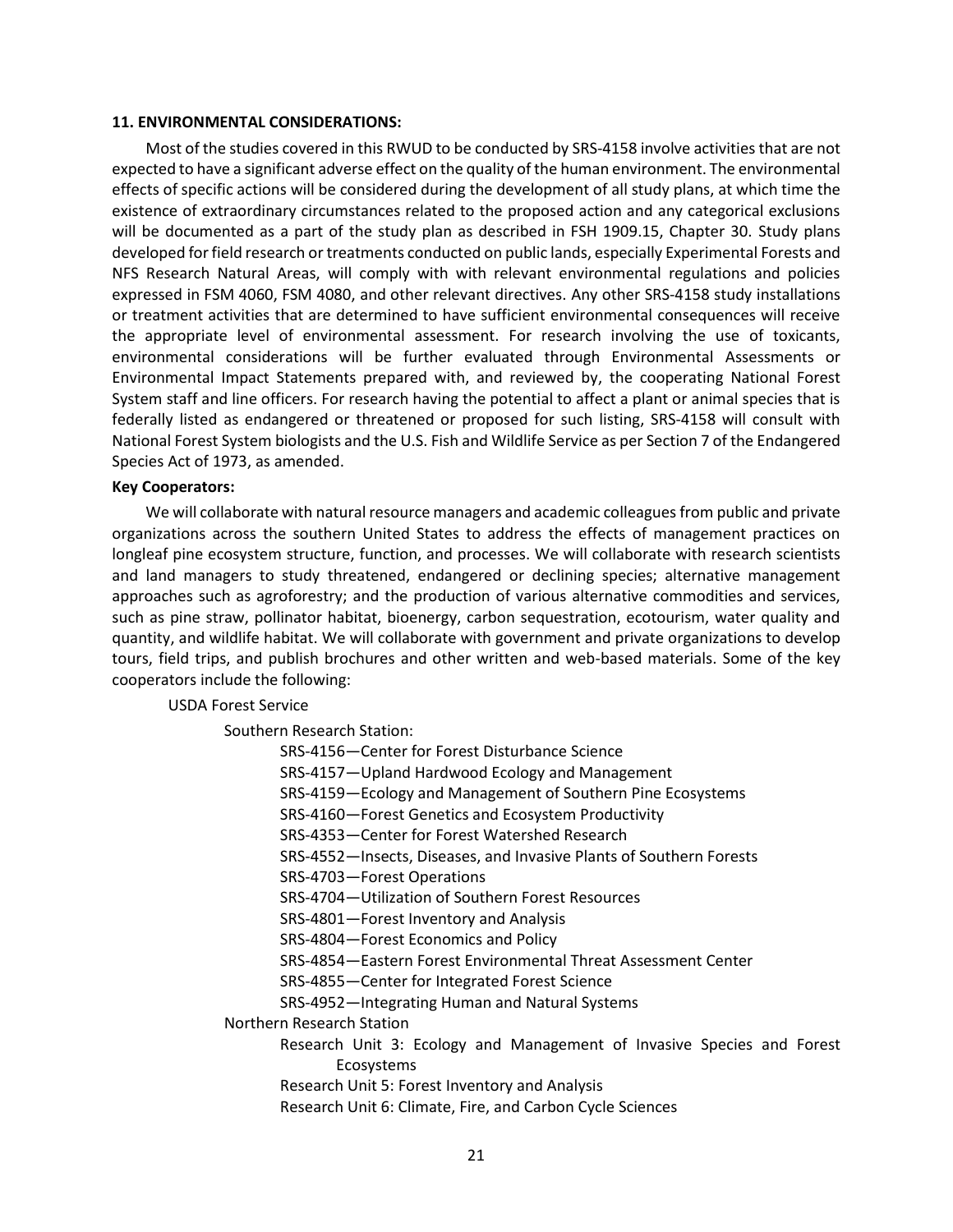**11. ENVIRONMENTAL CONSIDERATIONS:**

Most of the studies covered in this RWUD to be conducted by SRS-4158 involve activities that are not expected to have a significant adverse effect on the quality of the human environment. The environmental effects of specific actions will be considered during the development of all study plans, at which time the existence of extraordinary circumstances related to the proposed action and any categorical exclusions will be documented as a part of the study plan as described in FSH 1909.15, Chapter 30. Study plans developed for field research or treatments conducted on public lands, especially Experimental Forests and NFS Research Natural Areas, will comply with with relevant environmental regulations and policies expressed in FSM 4060, FSM 4080, and other relevant directives. Any other SRS-4158 study installations or treatment activities that are determined to have sufficient environmental consequences will receive the appropriate level of environmental assessment. For research involving the use of toxicants, environmental considerations will be further evaluated through Environmental Assessments or Environmental Impact Statements prepared with, and reviewed by, the cooperating National Forest System staff and line officers. For research having the potential to affect a plant or animal species that is federally listed as endangered or threatened or proposed for such listing, SRS-4158 will consult with National Forest System biologists and the U.S. Fish and Wildlife Service as per Section 7 of the Endangered Species Act of 1973, as amended.

**Key Cooperators:**

We will collaborate with natural resource managers and academic colleagues from public and private organizations across the southern United States to address the effects of management practices on longleaf pine ecosystem structure, function, and processes. We will collaborate with research scientists and land managers to study threatened, endangered or declining species; alternative management approaches such as agroforestry; and the production of various alternative commodities and services, such as pine straw, pollinator habitat, bioenergy, carbon sequestration, ecotourism, water quality and quantity, and wildlife habitat. We will collaborate with government and private organizations to develop tours, field trips, and publish brochures and other written and web-based materials. Some of the key cooperators include the following:

- USDA Forest Service
  - Southern Research Station:
    - SRS-4156—Center for Forest Disturbance Science
    - SRS-4157—Upland Hardwood Ecology and Management
    - SRS-4159—Ecology and Management of Southern Pine Ecosystems
    - SRS-4160—Forest Genetics and Ecosystem Productivity
    - SRS-4353—Center for Forest Watershed Research
    - SRS-4552—Insects, Diseases, and Invasive Plants of Southern Forests
    - SRS-4703—Forest Operations
    - SRS-4704—Utilization of Southern Forest Resources
    - SRS-4801—Forest Inventory and Analysis
    - SRS-4804—Forest Economics and Policy
    - SRS-4854—Eastern Forest Environmental Threat Assessment Center
    - SRS-4855—Center for Integrated Forest Science
    - SRS-4952—Integrating Human and Natural Systems
  - Northern Research Station
    - Research Unit 3: Ecology and Management of Invasive Species and Forest Ecosystems
    - Research Unit 5: Forest Inventory and Analysis
    - Research Unit 6: Climate, Fire, and Carbon Cycle Sciences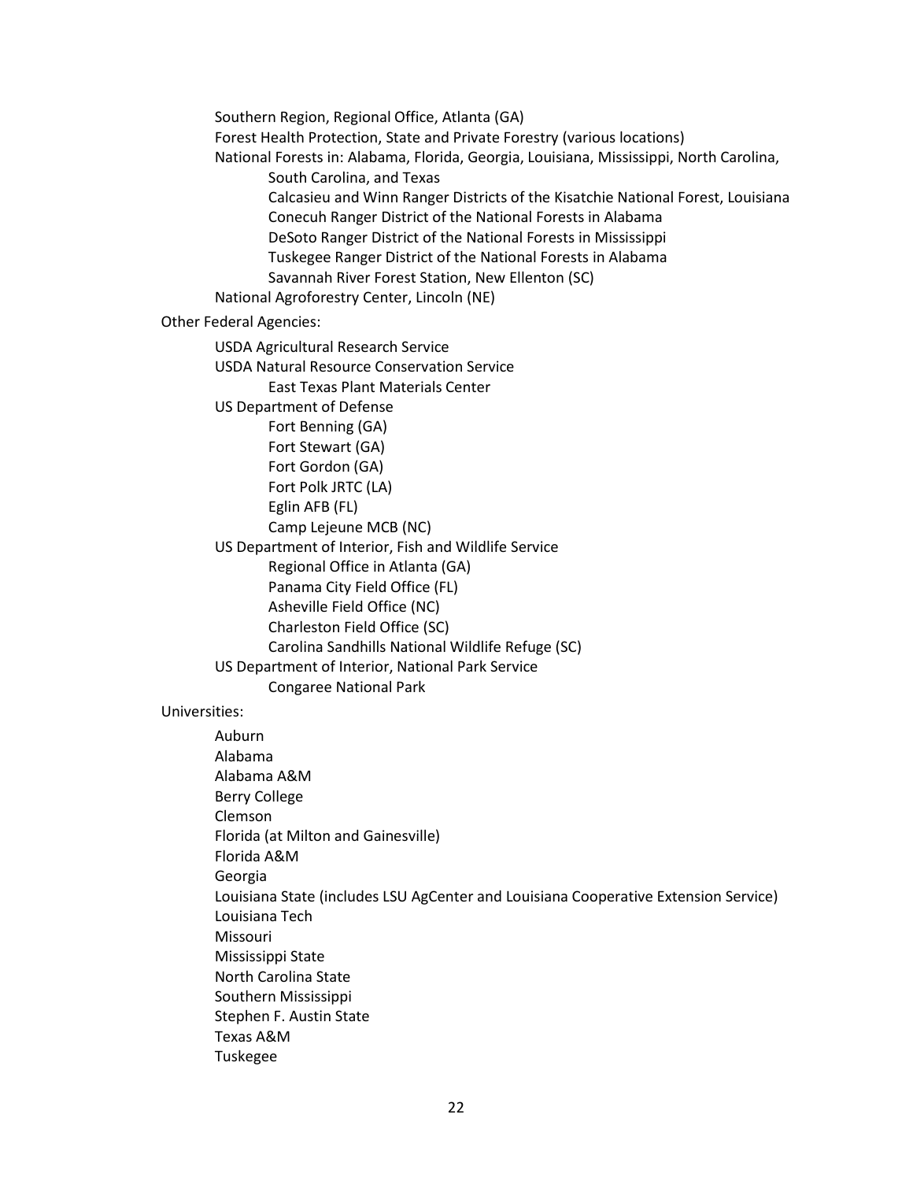- Southern Region, Regional Office, Atlanta (GA)
- Forest Health Protection, State and Private Forestry (various locations)
- National Forests in: Alabama, Florida, Georgia, Louisiana, Mississippi, North Carolina, South Carolina, and Texas
    - Calcasieu and Winn Ranger Districts of the Kisatchie National Forest, Louisiana
    - Conecuh Ranger District of the National Forests in Alabama
    - DeSoto Ranger District of the National Forests in Mississippi
    - Tuskegee Ranger District of the National Forests in Alabama
    - Savannah River Forest Station, New Ellenton (SC)
- National Agroforestry Center, Lincoln (NE)

Other Federal Agencies:

- USDA Agricultural Research Service
- USDA Natural Resource Conservation Service
    - East Texas Plant Materials Center
- US Department of Defense
    - Fort Benning (GA)
    - Fort Stewart (GA)
    - Fort Gordon (GA)
    - Fort Polk JRTC (LA)
    - Eglin AFB (FL)
    - Camp Lejeune MCB (NC)
- US Department of Interior, Fish and Wildlife Service
    - Regional Office in Atlanta (GA)
    - Panama City Field Office (FL)
    - Asheville Field Office (NC)
    - Charleston Field Office (SC)
    - Carolina Sandhills National Wildlife Refuge (SC)
- US Department of Interior, National Park Service
    - Congaree National Park

Universities:

- Auburn
- Alabama
- Alabama A&M
- Berry College
- Clemson
- Florida (at Milton and Gainesville)
- Florida A&M
- Georgia
- Louisiana State (includes LSU AgCenter and Louisiana Cooperative Extension Service)
- Louisiana Tech
- Missouri
- Mississippi State
- North Carolina State
- Southern Mississippi
- Stephen F. Austin State
- Texas A&M
- Tuskegee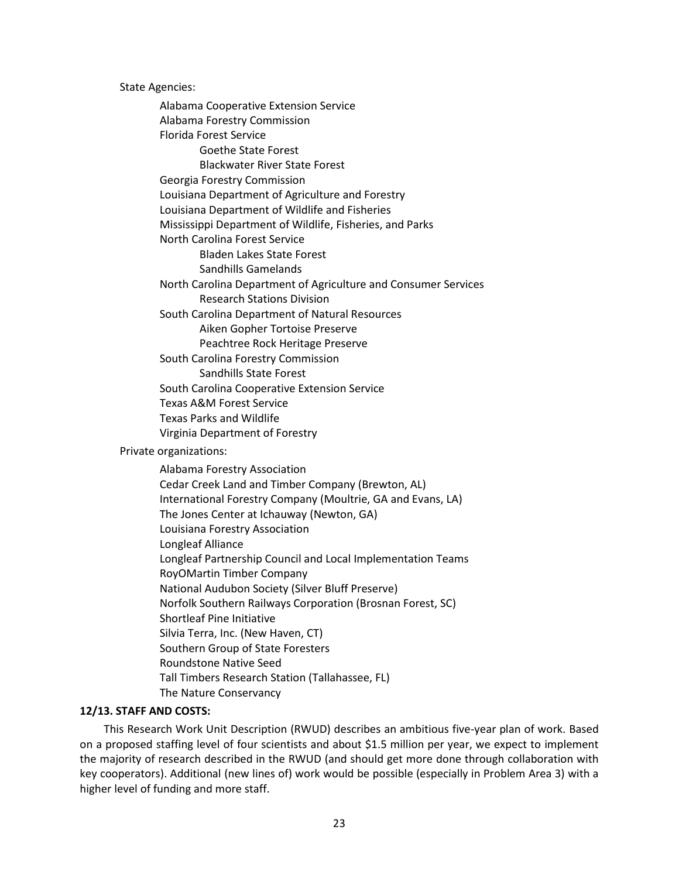State Agencies:

- Alabama Cooperative Extension Service
- Alabama Forestry Commission
- Florida Forest Service
  - Goethe State Forest
  - Blackwater River State Forest
- Georgia Forestry Commission
- Louisiana Department of Agriculture and Forestry
- Louisiana Department of Wildlife and Fisheries
- Mississippi Department of Wildlife, Fisheries, and Parks
- North Carolina Forest Service
  - Bladen Lakes State Forest
  - Sandhills Gamelands
- North Carolina Department of Agriculture and Consumer Services
  - Research Stations Division
- South Carolina Department of Natural Resources
  - Aiken Gopher Tortoise Preserve
  - Peachtree Rock Heritage Preserve
- South Carolina Forestry Commission
  - Sandhills State Forest
- South Carolina Cooperative Extension Service
- Texas A&M Forest Service
- Texas Parks and Wildlife
- Virginia Department of Forestry

Private organizations:

- Alabama Forestry Association
- Cedar Creek Land and Timber Company (Brewton, AL)
- International Forestry Company (Moultrie, GA and Evans, LA)
- The Jones Center at Ichauway (Newton, GA)
- Louisiana Forestry Association
- Longleaf Alliance
- Longleaf Partnership Council and Local Implementation Teams
- RoyOMartin Timber Company
- National Audubon Society (Silver Bluff Preserve)
- Norfolk Southern Railways Corporation (Brosnan Forest, SC)
- Shortleaf Pine Initiative
- Silvia Terra, Inc. (New Haven, CT)
- Southern Group of State Foresters
- Roundstone Native Seed
- Tall Timbers Research Station (Tallahassee, FL)
- The Nature Conservancy

**12/13. STAFF AND COSTS:**

This Research Work Unit Description (RWUD) describes an ambitious five-year plan of work. Based on a proposed staffing level of four scientists and about $1.5 million per year, we expect to implement the majority of research described in the RWUD (and should get more done through collaboration with key cooperators). Additional (new lines of) work would be possible (especially in Problem Area 3) with a higher level of funding and more staff.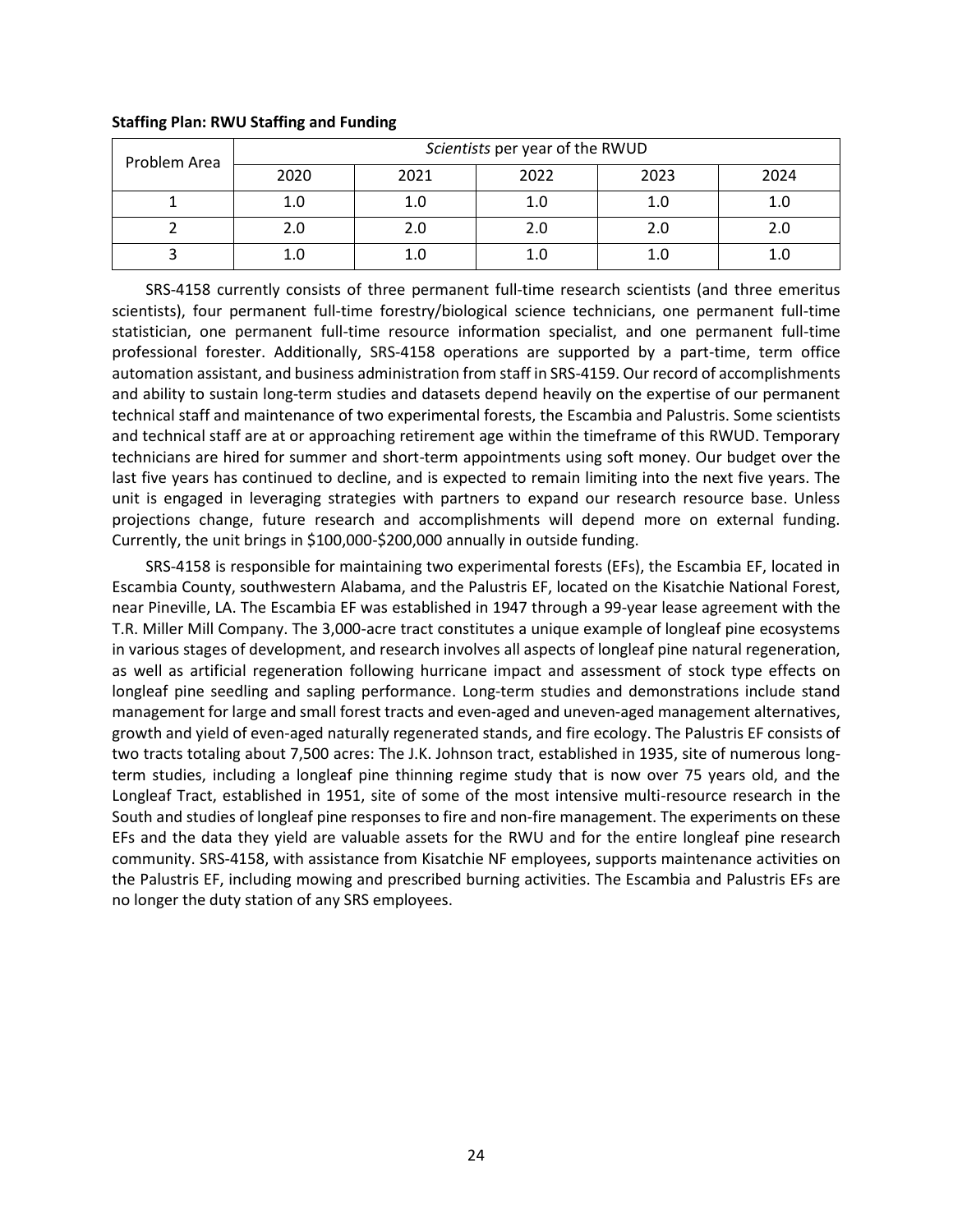**Staffing Plan: RWU Staffing and Funding**

| Problem Area | *Scientists* per year of the RWUD | | | | |
|---|---|---|---|---|---|
| | 2020 | 2021 | 2022 | 2023 | 2024 |
| 1 | 1.0 | 1.0 | 1.0 | 1.0 | 1.0 |
| 2 | 2.0 | 2.0 | 2.0 | 2.0 | 2.0 |
| 3 | 1.0 | 1.0 | 1.0 | 1.0 | 1.0 |

SRS-4158 currently consists of three permanent full-time research scientists (and three emeritus scientists), four permanent full-time forestry/biological science technicians, one permanent full-time statistician, one permanent full-time resource information specialist, and one permanent full-time professional forester. Additionally, SRS-4158 operations are supported by a part-time, term office automation assistant, and business administration from staff in SRS-4159. Our record of accomplishments and ability to sustain long-term studies and datasets depend heavily on the expertise of our permanent technical staff and maintenance of two experimental forests, the Escambia and Palustris. Some scientists and technical staff are at or approaching retirement age within the timeframe of this RWUD. Temporary technicians are hired for summer and short-term appointments using soft money. Our budget over the last five years has continued to decline, and is expected to remain limiting into the next five years. The unit is engaged in leveraging strategies with partners to expand our research resource base. Unless projections change, future research and accomplishments will depend more on external funding. Currently, the unit brings in $100,000-$200,000 annually in outside funding.

SRS-4158 is responsible for maintaining two experimental forests (EFs), the Escambia EF, located in Escambia County, southwestern Alabama, and the Palustris EF, located on the Kisatchie National Forest, near Pineville, LA. The Escambia EF was established in 1947 through a 99-year lease agreement with the T.R. Miller Mill Company. The 3,000-acre tract constitutes a unique example of longleaf pine ecosystems in various stages of development, and research involves all aspects of longleaf pine natural regeneration, as well as artificial regeneration following hurricane impact and assessment of stock type effects on longleaf pine seedling and sapling performance. Long-term studies and demonstrations include stand management for large and small forest tracts and even-aged and uneven-aged management alternatives, growth and yield of even-aged naturally regenerated stands, and fire ecology. The Palustris EF consists of two tracts totaling about 7,500 acres: The J.K. Johnson tract, established in 1935, site of numerous long-term studies, including a longleaf pine thinning regime study that is now over 75 years old, and the Longleaf Tract, established in 1951, site of some of the most intensive multi-resource research in the South and studies of longleaf pine responses to fire and non-fire management. The experiments on these EFs and the data they yield are valuable assets for the RWU and for the entire longleaf pine research community. SRS-4158, with assistance from Kisatchie NF employees, supports maintenance activities on the Palustris EF, including mowing and prescribed burning activities. The Escambia and Palustris EFs are no longer the duty station of any SRS employees.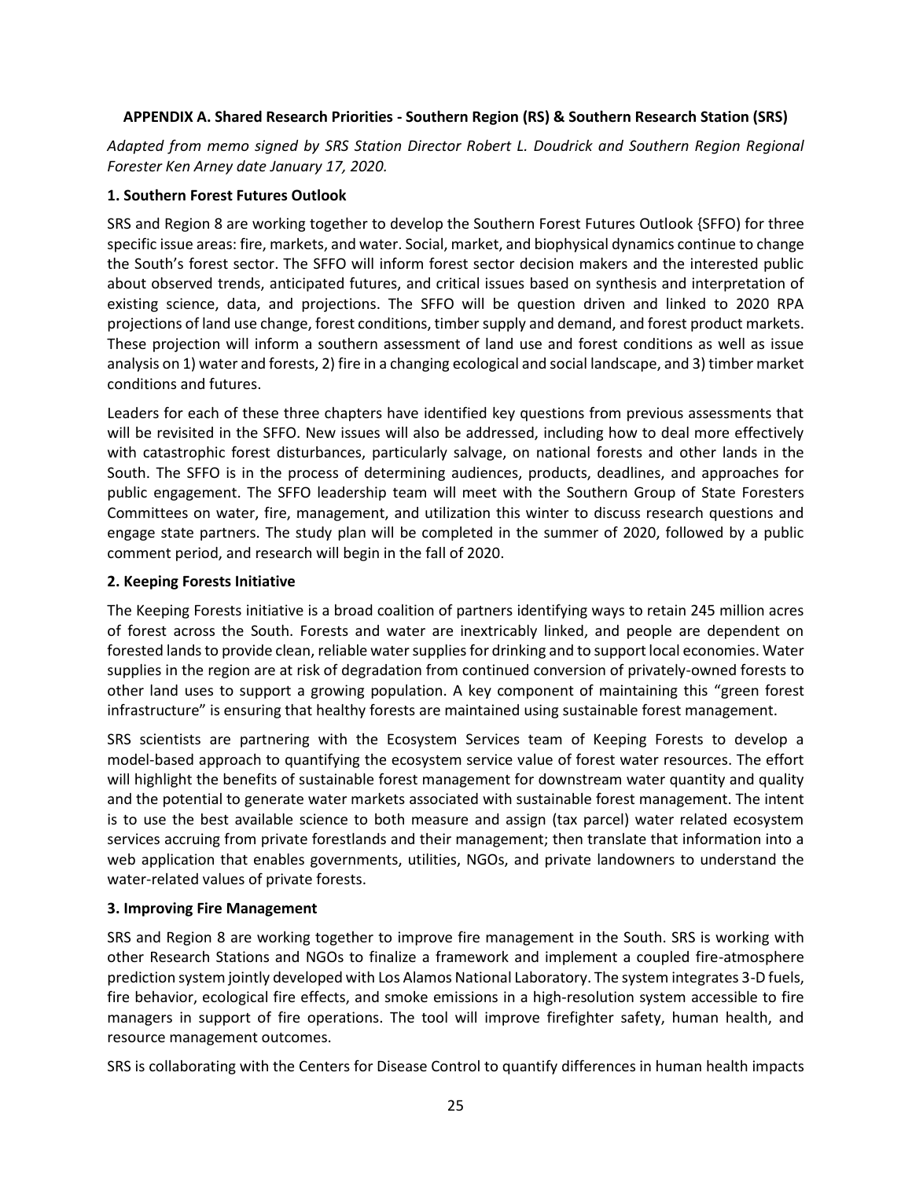**APPENDIX A. Shared Research Priorities - Southern Region (RS) & Southern Research Station (SRS)**

*Adapted from memo signed by SRS Station Director Robert L. Doudrick and Southern Region Regional Forester Ken Arney date January 17, 2020.*

**1. Southern Forest Futures Outlook**

SRS and Region 8 are working together to develop the Southern Forest Futures Outlook {SFFO) for three specific issue areas: fire, markets, and water. Social, market, and biophysical dynamics continue to change the South's forest sector. The SFFO will inform forest sector decision makers and the interested public about observed trends, anticipated futures, and critical issues based on synthesis and interpretation of existing science, data, and projections. The SFFO will be question driven and linked to 2020 RPA projections of land use change, forest conditions, timber supply and demand, and forest product markets. These projection will inform a southern assessment of land use and forest conditions as well as issue analysis on 1) water and forests, 2) fire in a changing ecological and social landscape, and 3) timber market conditions and futures.

Leaders for each of these three chapters have identified key questions from previous assessments that will be revisited in the SFFO. New issues will also be addressed, including how to deal more effectively with catastrophic forest disturbances, particularly salvage, on national forests and other lands in the South. The SFFO is in the process of determining audiences, products, deadlines, and approaches for public engagement. The SFFO leadership team will meet with the Southern Group of State Foresters Committees on water, fire, management, and utilization this winter to discuss research questions and engage state partners. The study plan will be completed in the summer of 2020, followed by a public comment period, and research will begin in the fall of 2020.

**2. Keeping Forests Initiative**

The Keeping Forests initiative is a broad coalition of partners identifying ways to retain 245 million acres of forest across the South. Forests and water are inextricably linked, and people are dependent on forested lands to provide clean, reliable water supplies for drinking and to support local economies. Water supplies in the region are at risk of degradation from continued conversion of privately-owned forests to other land uses to support a growing population. A key component of maintaining this "green forest infrastructure" is ensuring that healthy forests are maintained using sustainable forest management.

SRS scientists are partnering with the Ecosystem Services team of Keeping Forests to develop a model-based approach to quantifying the ecosystem service value of forest water resources. The effort will highlight the benefits of sustainable forest management for downstream water quantity and quality and the potential to generate water markets associated with sustainable forest management. The intent is to use the best available science to both measure and assign (tax parcel) water related ecosystem services accruing from private forestlands and their management; then translate that information into a web application that enables governments, utilities, NGOs, and private landowners to understand the water-related values of private forests.

**3. Improving Fire Management**

SRS and Region 8 are working together to improve fire management in the South. SRS is working with other Research Stations and NGOs to finalize a framework and implement a coupled fire-atmosphere prediction system jointly developed with Los Alamos National Laboratory. The system integrates 3-D fuels, fire behavior, ecological fire effects, and smoke emissions in a high-resolution system accessible to fire managers in support of fire operations. The tool will improve firefighter safety, human health, and resource management outcomes.

SRS is collaborating with the Centers for Disease Control to quantify differences in human health impacts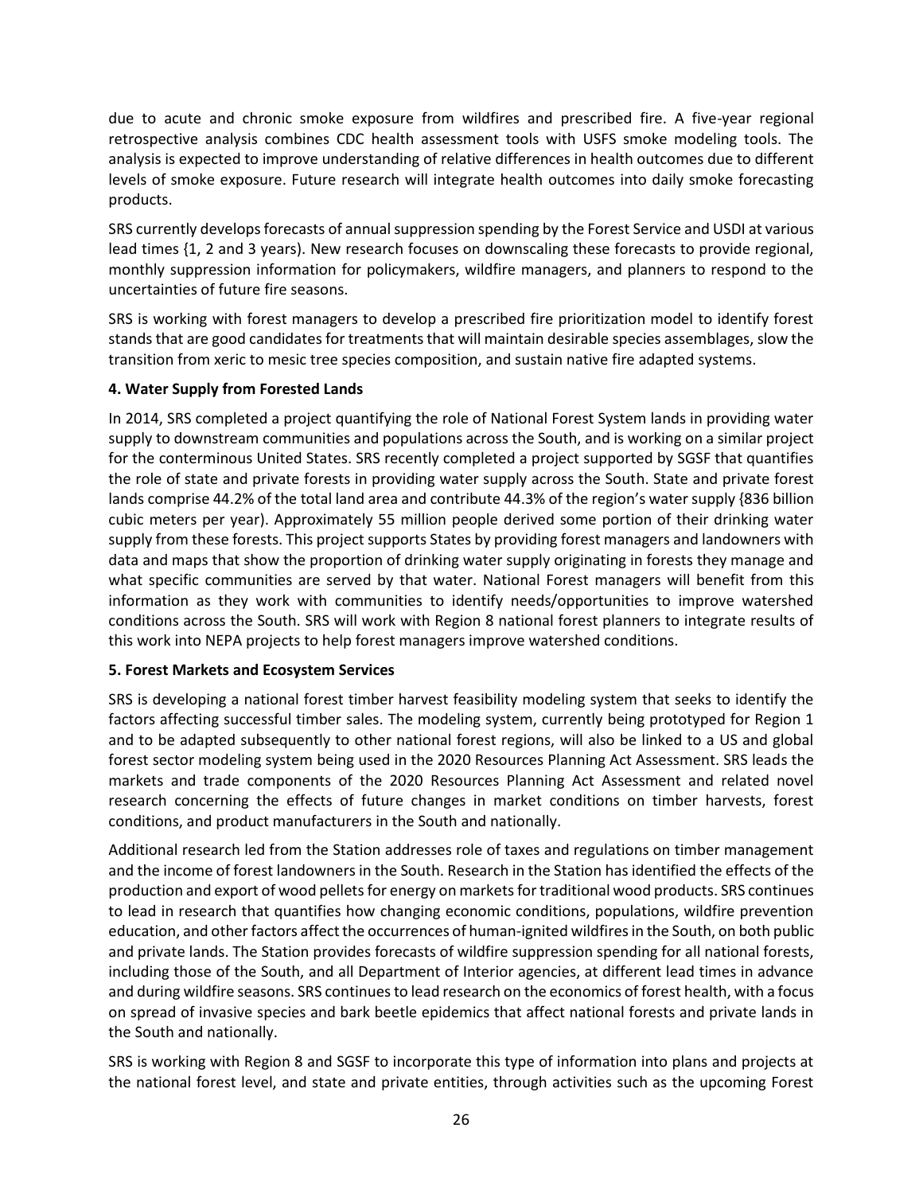due to acute and chronic smoke exposure from wildfires and prescribed fire. A five-year regional retrospective analysis combines CDC health assessment tools with USFS smoke modeling tools. The analysis is expected to improve understanding of relative differences in health outcomes due to different levels of smoke exposure. Future research will integrate health outcomes into daily smoke forecasting products.

SRS currently develops forecasts of annual suppression spending by the Forest Service and USDI at various lead times {1, 2 and 3 years). New research focuses on downscaling these forecasts to provide regional, monthly suppression information for policymakers, wildfire managers, and planners to respond to the uncertainties of future fire seasons.

SRS is working with forest managers to develop a prescribed fire prioritization model to identify forest stands that are good candidates for treatments that will maintain desirable species assemblages, slow the transition from xeric to mesic tree species composition, and sustain native fire adapted systems.

**4. Water Supply from Forested Lands**

In 2014, SRS completed a project quantifying the role of National Forest System lands in providing water supply to downstream communities and populations across the South, and is working on a similar project for the conterminous United States. SRS recently completed a project supported by SGSF that quantifies the role of state and private forests in providing water supply across the South. State and private forest lands comprise 44.2% of the total land area and contribute 44.3% of the region's water supply {836 billion cubic meters per year). Approximately 55 million people derived some portion of their drinking water supply from these forests. This project supports States by providing forest managers and landowners with data and maps that show the proportion of drinking water supply originating in forests they manage and what specific communities are served by that water. National Forest managers will benefit from this information as they work with communities to identify needs/opportunities to improve watershed conditions across the South. SRS will work with Region 8 national forest planners to integrate results of this work into NEPA projects to help forest managers improve watershed conditions.

**5. Forest Markets and Ecosystem Services**

SRS is developing a national forest timber harvest feasibility modeling system that seeks to identify the factors affecting successful timber sales. The modeling system, currently being prototyped for Region 1 and to be adapted subsequently to other national forest regions, will also be linked to a US and global forest sector modeling system being used in the 2020 Resources Planning Act Assessment. SRS leads the markets and trade components of the 2020 Resources Planning Act Assessment and related novel research concerning the effects of future changes in market conditions on timber harvests, forest conditions, and product manufacturers in the South and nationally.

Additional research led from the Station addresses role of taxes and regulations on timber management and the income of forest landowners in the South. Research in the Station has identified the effects of the production and export of wood pellets for energy on markets for traditional wood products. SRS continues to lead in research that quantifies how changing economic conditions, populations, wildfire prevention education, and other factors affect the occurrences of human-ignited wildfires in the South, on both public and private lands. The Station provides forecasts of wildfire suppression spending for all national forests, including those of the South, and all Department of Interior agencies, at different lead times in advance and during wildfire seasons. SRS continues to lead research on the economics of forest health, with a focus on spread of invasive species and bark beetle epidemics that affect national forests and private lands in the South and nationally.

SRS is working with Region 8 and SGSF to incorporate this type of information into plans and projects at the national forest level, and state and private entities, through activities such as the upcoming Forest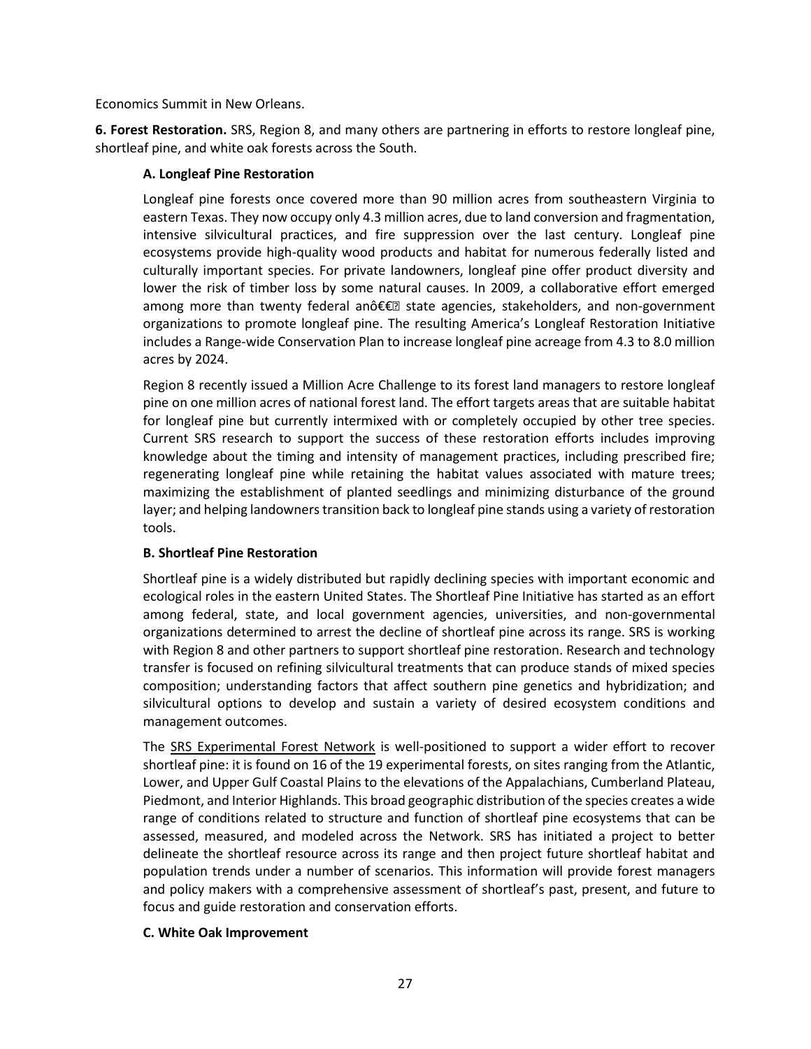Economics Summit in New Orleans.

**6. Forest Restoration.** SRS, Region 8, and many others are partnering in efforts to restore longleaf pine, shortleaf pine, and white oak forests across the South.

**A. Longleaf Pine Restoration**

Longleaf pine forests once covered more than 90 million acres from southeastern Virginia to eastern Texas. They now occupy only 4.3 million acres, due to land conversion and fragmentation, intensive silvicultural practices, and fire suppression over the last century. Longleaf pine ecosystems provide high-quality wood products and habitat for numerous federally listed and culturally important species. For private landowners, longleaf pine offer product diversity and lower the risk of timber loss by some natural causes. In 2009, a collaborative effort emerged among more than twenty federal anô€€ state agencies, stakeholders, and non-government organizations to promote longleaf pine. The resulting America's Longleaf Restoration Initiative includes a Range-wide Conservation Plan to increase longleaf pine acreage from 4.3 to 8.0 million acres by 2024.

Region 8 recently issued a Million Acre Challenge to its forest land managers to restore longleaf pine on one million acres of national forest land. The effort targets areas that are suitable habitat for longleaf pine but currently intermixed with or completely occupied by other tree species. Current SRS research to support the success of these restoration efforts includes improving knowledge about the timing and intensity of management practices, including prescribed fire; regenerating longleaf pine while retaining the habitat values associated with mature trees; maximizing the establishment of planted seedlings and minimizing disturbance of the ground layer; and helping landowners transition back to longleaf pine stands using a variety of restoration tools.

**B. Shortleaf Pine Restoration**

Shortleaf pine is a widely distributed but rapidly declining species with important economic and ecological roles in the eastern United States. The Shortleaf Pine Initiative has started as an effort among federal, state, and local government agencies, universities, and non-governmental organizations determined to arrest the decline of shortleaf pine across its range. SRS is working with Region 8 and other partners to support shortleaf pine restoration. Research and technology transfer is focused on refining silvicultural treatments that can produce stands of mixed species composition; understanding factors that affect southern pine genetics and hybridization; and silvicultural options to develop and sustain a variety of desired ecosystem conditions and management outcomes.

The SRS Experimental Forest Network is well-positioned to support a wider effort to recover shortleaf pine: it is found on 16 of the 19 experimental forests, on sites ranging from the Atlantic, Lower, and Upper Gulf Coastal Plains to the elevations of the Appalachians, Cumberland Plateau, Piedmont, and Interior Highlands. This broad geographic distribution of the species creates a wide range of conditions related to structure and function of shortleaf pine ecosystems that can be assessed, measured, and modeled across the Network. SRS has initiated a project to better delineate the shortleaf resource across its range and then project future shortleaf habitat and population trends under a number of scenarios. This information will provide forest managers and policy makers with a comprehensive assessment of shortleaf's past, present, and future to focus and guide restoration and conservation efforts.

**C. White Oak Improvement**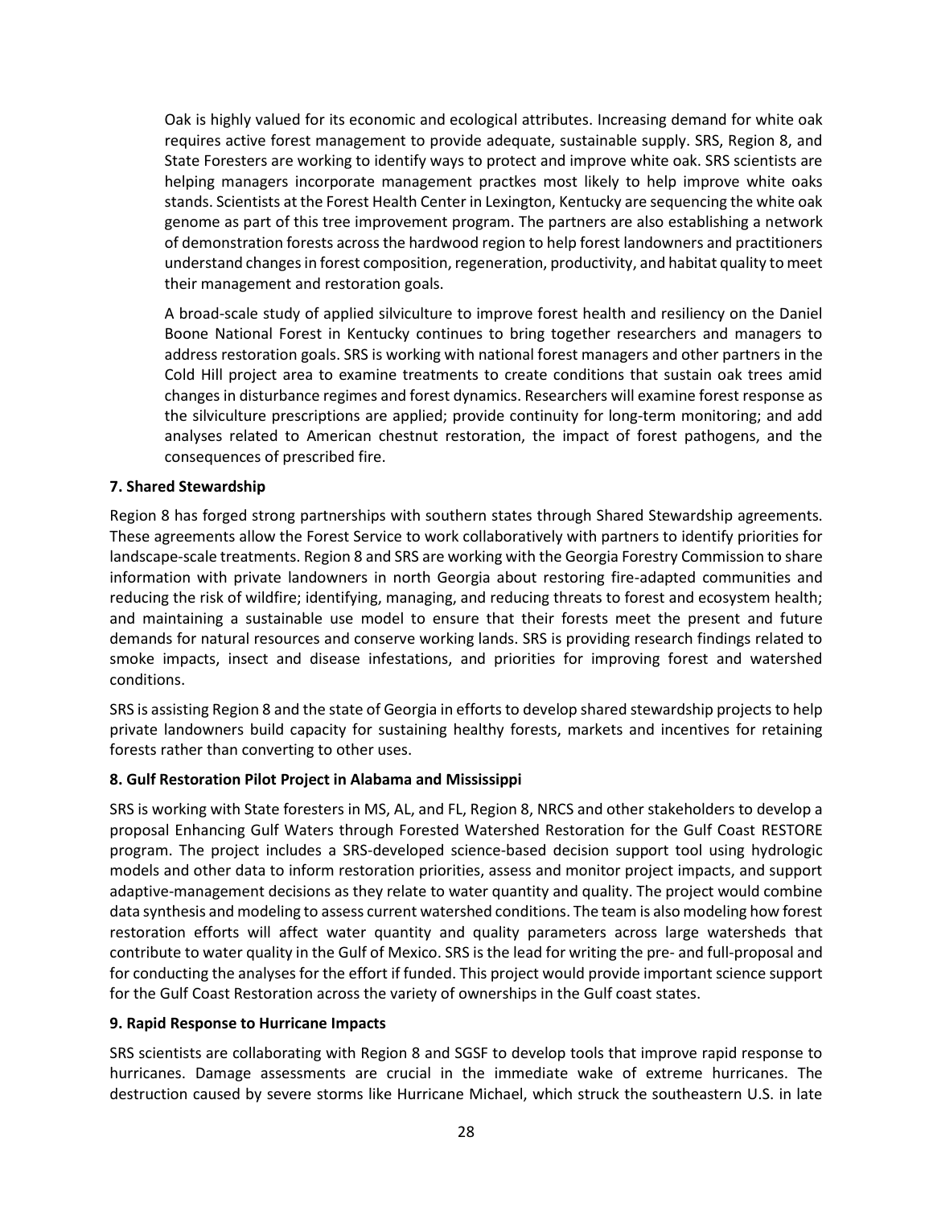Oak is highly valued for its economic and ecological attributes. Increasing demand for white oak requires active forest management to provide adequate, sustainable supply. SRS, Region 8, and State Foresters are working to identify ways to protect and improve white oak. SRS scientists are helping managers incorporate management practkes most likely to help improve white oaks stands. Scientists at the Forest Health Center in Lexington, Kentucky are sequencing the white oak genome as part of this tree improvement program. The partners are also establishing a network of demonstration forests across the hardwood region to help forest landowners and practitioners understand changes in forest composition, regeneration, productivity, and habitat quality to meet their management and restoration goals.

A broad-scale study of applied silviculture to improve forest health and resiliency on the Daniel Boone National Forest in Kentucky continues to bring together researchers and managers to address restoration goals. SRS is working with national forest managers and other partners in the Cold Hill project area to examine treatments to create conditions that sustain oak trees amid changes in disturbance regimes and forest dynamics. Researchers will examine forest response as the silviculture prescriptions are applied; provide continuity for long-term monitoring; and add analyses related to American chestnut restoration, the impact of forest pathogens, and the consequences of prescribed fire.

**7. Shared Stewardship**

Region 8 has forged strong partnerships with southern states through Shared Stewardship agreements. These agreements allow the Forest Service to work collaboratively with partners to identify priorities for landscape-scale treatments. Region 8 and SRS are working with the Georgia Forestry Commission to share information with private landowners in north Georgia about restoring fire-adapted communities and reducing the risk of wildfire; identifying, managing, and reducing threats to forest and ecosystem health; and maintaining a sustainable use model to ensure that their forests meet the present and future demands for natural resources and conserve working lands. SRS is providing research findings related to smoke impacts, insect and disease infestations, and priorities for improving forest and watershed conditions.

SRS is assisting Region 8 and the state of Georgia in efforts to develop shared stewardship projects to help private landowners build capacity for sustaining healthy forests, markets and incentives for retaining forests rather than converting to other uses.

**8. Gulf Restoration Pilot Project in Alabama and Mississippi**

SRS is working with State foresters in MS, AL, and FL, Region 8, NRCS and other stakeholders to develop a proposal Enhancing Gulf Waters through Forested Watershed Restoration for the Gulf Coast RESTORE program. The project includes a SRS-developed science-based decision support tool using hydrologic models and other data to inform restoration priorities, assess and monitor project impacts, and support adaptive-management decisions as they relate to water quantity and quality. The project would combine data synthesis and modeling to assess current watershed conditions. The team is also modeling how forest restoration efforts will affect water quantity and quality parameters across large watersheds that contribute to water quality in the Gulf of Mexico. SRS is the lead for writing the pre- and full-proposal and for conducting the analyses for the effort if funded. This project would provide important science support for the Gulf Coast Restoration across the variety of ownerships in the Gulf coast states.

**9. Rapid Response to Hurricane Impacts**

SRS scientists are collaborating with Region 8 and SGSF to develop tools that improve rapid response to hurricanes. Damage assessments are crucial in the immediate wake of extreme hurricanes. The destruction caused by severe storms like Hurricane Michael, which struck the southeastern U.S. in late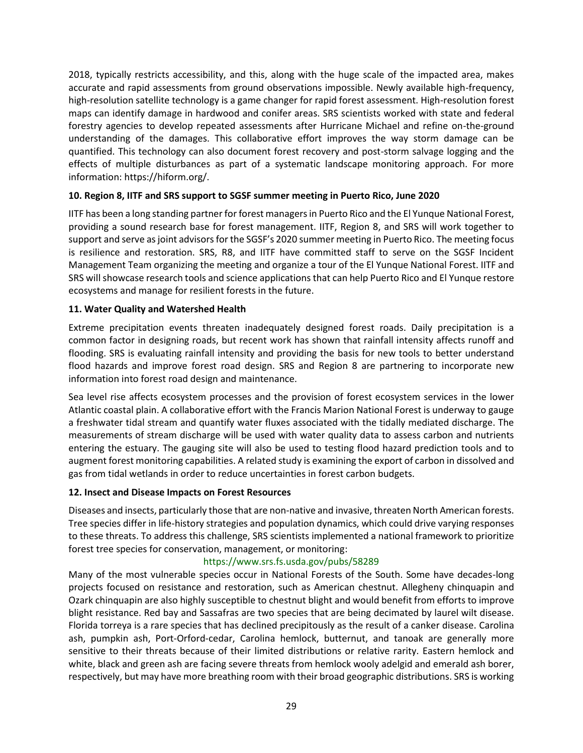2018, typically restricts accessibility, and this, along with the huge scale of the impacted area, makes accurate and rapid assessments from ground observations impossible. Newly available high-frequency, high-resolution satellite technology is a game changer for rapid forest assessment. High-resolution forest maps can identify damage in hardwood and conifer areas. SRS scientists worked with state and federal forestry agencies to develop repeated assessments after Hurricane Michael and refine on-the-ground understanding of the damages. This collaborative effort improves the way storm damage can be quantified. This technology can also document forest recovery and post-storm salvage logging and the effects of multiple disturbances as part of a systematic landscape monitoring approach. For more information: https://hiform.org/.

**10. Region 8, IITF and SRS support to SGSF summer meeting in Puerto Rico, June 2020**

IITF has been a long standing partner for forest managers in Puerto Rico and the El Yunque National Forest, providing a sound research base for forest management. IITF, Region 8, and SRS will work together to support and serve as joint advisors for the SGSF's 2020 summer meeting in Puerto Rico. The meeting focus is resilience and restoration. SRS, R8, and IITF have committed staff to serve on the SGSF Incident Management Team organizing the meeting and organize a tour of the El Yunque National Forest. IITF and SRS will showcase research tools and science applications that can help Puerto Rico and El Yunque restore ecosystems and manage for resilient forests in the future.

**11. Water Quality and Watershed Health**

Extreme precipitation events threaten inadequately designed forest roads. Daily precipitation is a common factor in designing roads, but recent work has shown that rainfall intensity affects runoff and flooding. SRS is evaluating rainfall intensity and providing the basis for new tools to better understand flood hazards and improve forest road design. SRS and Region 8 are partnering to incorporate new information into forest road design and maintenance.

Sea level rise affects ecosystem processes and the provision of forest ecosystem services in the lower Atlantic coastal plain. A collaborative effort with the Francis Marion National Forest is underway to gauge a freshwater tidal stream and quantify water fluxes associated with the tidally mediated discharge. The measurements of stream discharge will be used with water quality data to assess carbon and nutrients entering the estuary. The gauging site will also be used to testing flood hazard prediction tools and to augment forest monitoring capabilities. A related study is examining the export of carbon in dissolved and gas from tidal wetlands in order to reduce uncertainties in forest carbon budgets.

**12. Insect and Disease Impacts on Forest Resources**

Diseases and insects, particularly those that are non-native and invasive, threaten North American forests. Tree species differ in life-history strategies and population dynamics, which could drive varying responses to these threats. To address this challenge, SRS scientists implemented a national framework to prioritize forest tree species for conservation, management, or monitoring:

https://www.srs.fs.usda.gov/pubs/58289

Many of the most vulnerable species occur in National Forests of the South. Some have decades-long projects focused on resistance and restoration, such as American chestnut. Allegheny chinquapin and Ozark chinquapin are also highly susceptible to chestnut blight and would benefit from efforts to improve blight resistance. Red bay and Sassafras are two species that are being decimated by laurel wilt disease. Florida torreya is a rare species that has declined precipitously as the result of a canker disease. Carolina ash, pumpkin ash, Port-Orford-cedar, Carolina hemlock, butternut, and tanoak are generally more sensitive to their threats because of their limited distributions or relative rarity. Eastern hemlock and white, black and green ash are facing severe threats from hemlock wooly adelgid and emerald ash borer, respectively, but may have more breathing room with their broad geographic distributions. SRS is working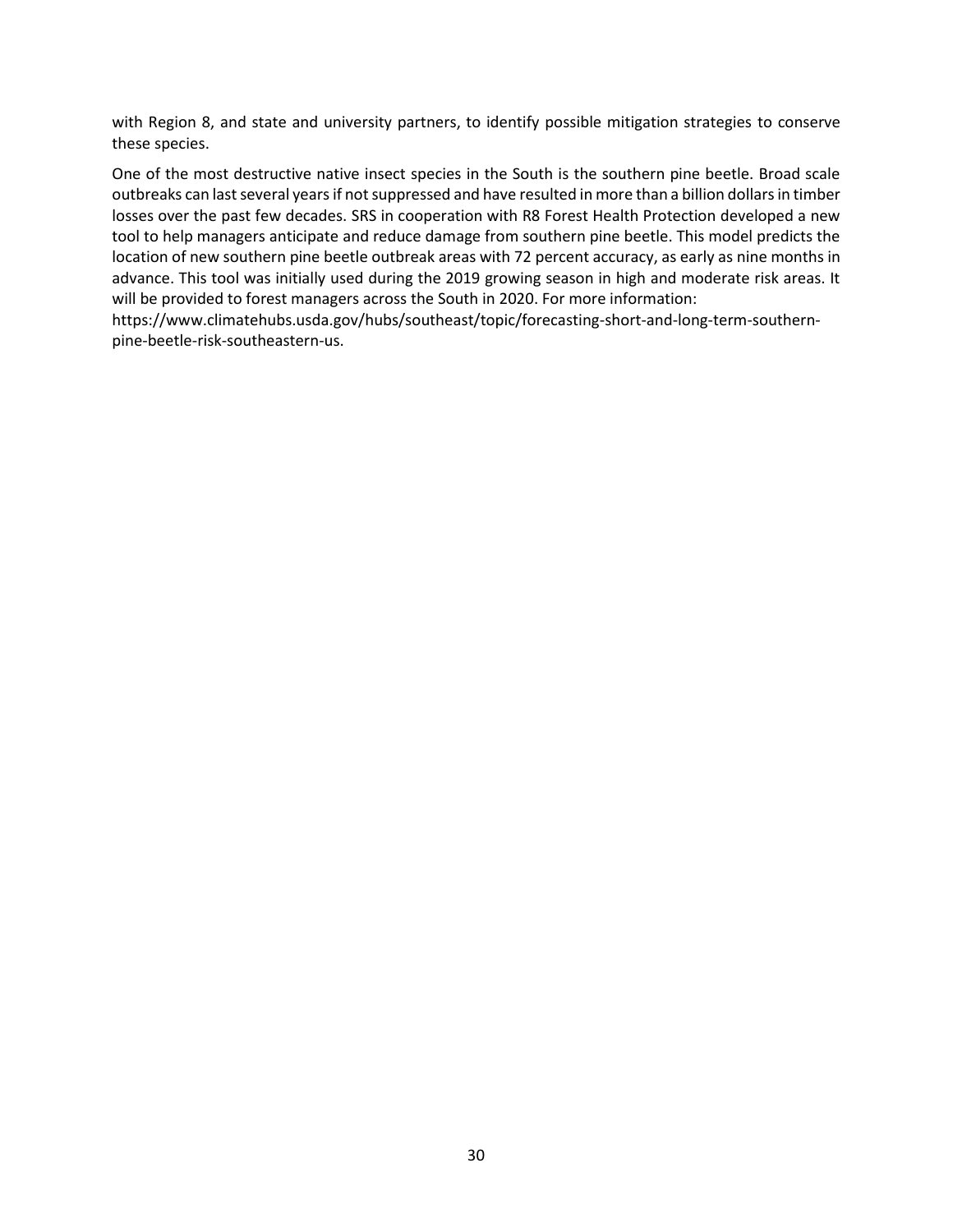with Region 8, and state and university partners, to identify possible mitigation strategies to conserve these species.

One of the most destructive native insect species in the South is the southern pine beetle. Broad scale outbreaks can last several years if not suppressed and have resulted in more than a billion dollars in timber losses over the past few decades. SRS in cooperation with R8 Forest Health Protection developed a new tool to help managers anticipate and reduce damage from southern pine beetle. This model predicts the location of new southern pine beetle outbreak areas with 72 percent accuracy, as early as nine months in advance. This tool was initially used during the 2019 growing season in high and moderate risk areas. It will be provided to forest managers across the South in 2020. For more information: https://www.climatehubs.usda.gov/hubs/southeast/topic/forecasting-short-and-long-term-southern-pine-beetle-risk-southeastern-us.